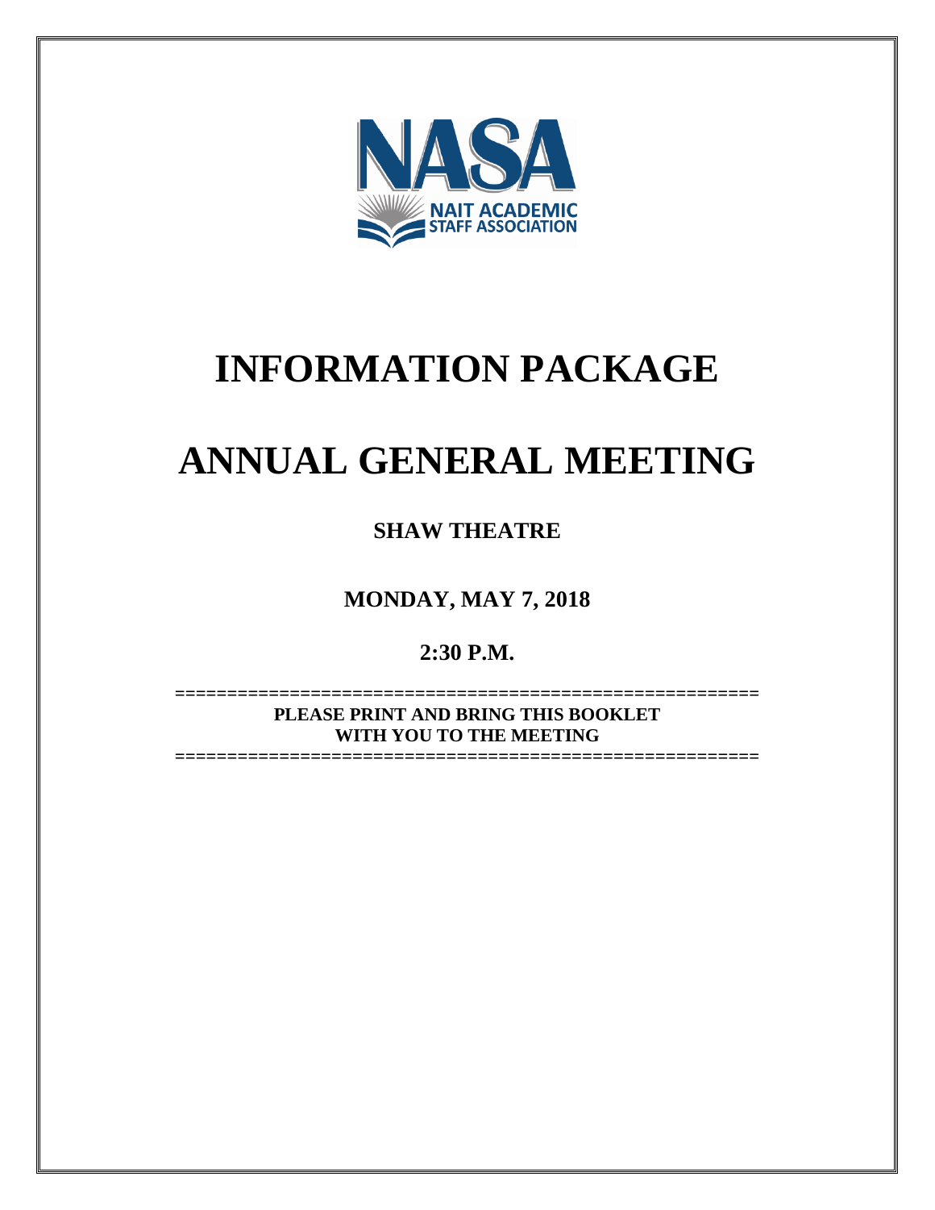NASA

NAIT ACADEMIC STAFF ASSOCIATION

# INFORMATION PACKAGE

# ANNUAL GENERAL MEETING

**SHAW THEATRE**

**MONDAY, MAY 7, 2018**

**2:30 P.M.**

=========================================================

**PLEASE PRINT AND BRING THIS BOOKLET WITH YOU TO THE MEETING**

=========================================================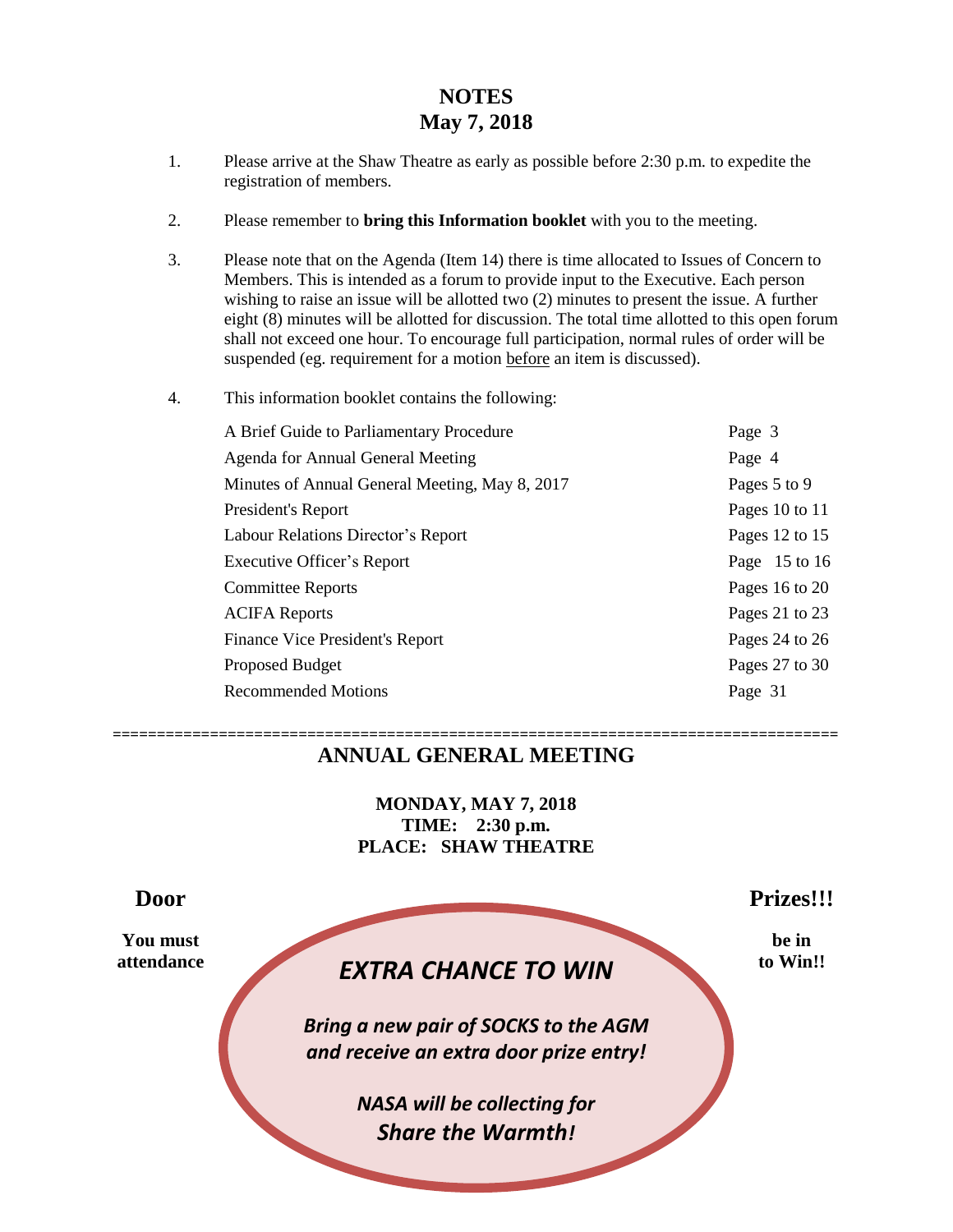# NOTES
## May 7, 2018

1. Please arrive at the Shaw Theatre as early as possible before 2:30 p.m. to expedite the registration of members.

2. Please remember to **bring this Information booklet** with you to the meeting.

3. Please note that on the Agenda (Item 14) there is time allocated to Issues of Concern to Members. This is intended as a forum to provide input to the Executive. Each person wishing to raise an issue will be allotted two (2) minutes to present the issue. A further eight (8) minutes will be allotted for discussion. The total time allotted to this open forum shall not exceed one hour. To encourage full participation, normal rules of order will be suspended (eg. requirement for a motion before an item is discussed).

4. This information booklet contains the following:

| | |
|---|---|
| A Brief Guide to Parliamentary Procedure | Page 3 |
| Agenda for Annual General Meeting | Page 4 |
| Minutes of Annual General Meeting, May 8, 2017 | Pages 5 to 9 |
| President's Report | Pages 10 to 11 |
| Labour Relations Director's Report | Pages 12 to 15 |
| Executive Officer's Report | Page 15 to 16 |
| Committee Reports | Pages 16 to 20 |
| ACIFA Reports | Pages 21 to 23 |
| Finance Vice President's Report | Pages 24 to 26 |
| Proposed Budget | Pages 27 to 30 |
| Recommended Motions | Page 31 |

================================================================================

## ANNUAL GENERAL MEETING

**MONDAY, MAY 7, 2018**
**TIME: 2:30 p.m.**
**PLACE: SHAW THEATRE**

**Door Prizes!!!**

**You must be in attendance to Win!!**

***EXTRA CHANCE TO WIN***

***Bring a new pair of SOCKS to the AGM and receive an extra door prize entry!***

***NASA will be collecting for Share the Warmth!***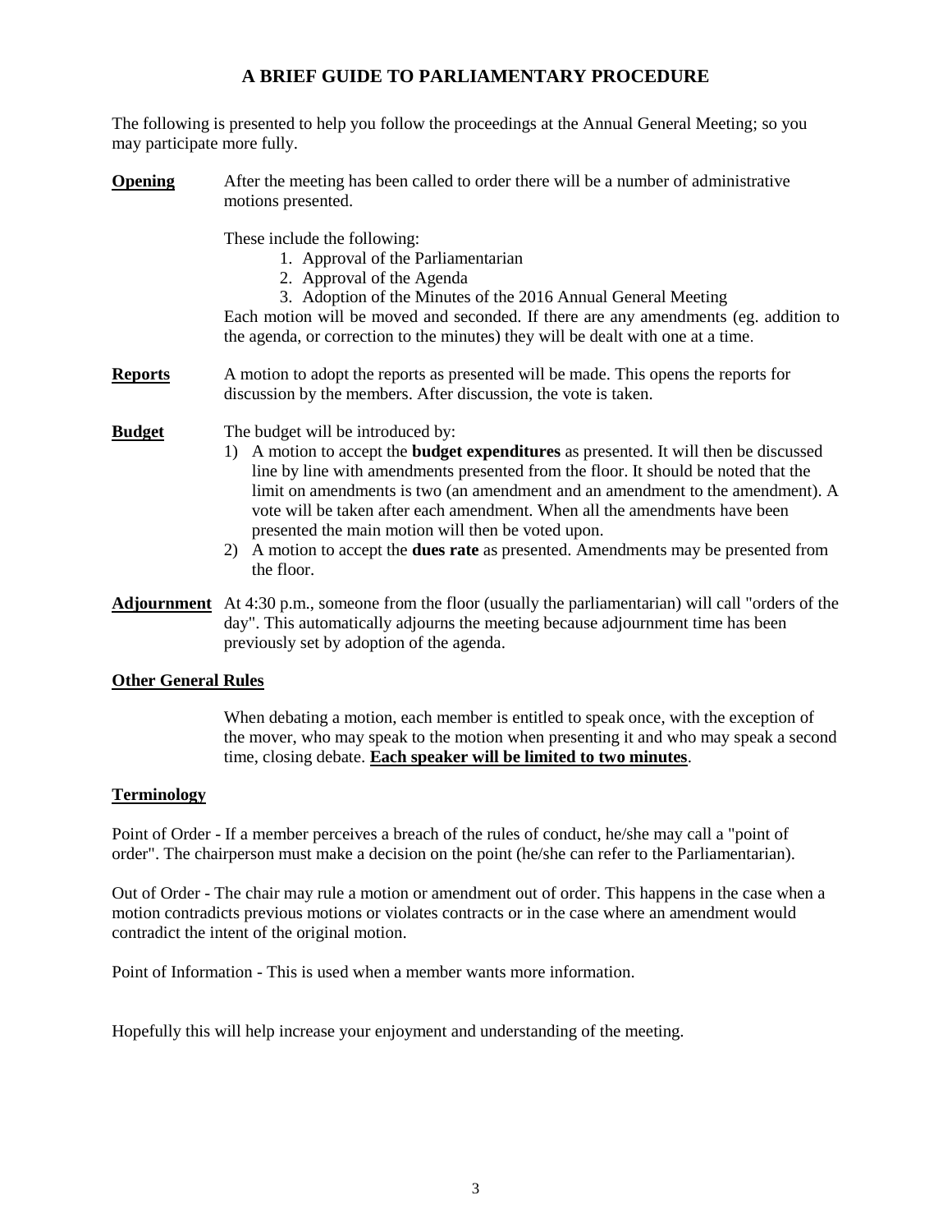# A BRIEF GUIDE TO PARLIAMENTARY PROCEDURE

The following is presented to help you follow the proceedings at the Annual General Meeting; so you may participate more fully.

**Opening**

After the meeting has been called to order there will be a number of administrative motions presented.

These include the following:

1. Approval of the Parliamentarian
2. Approval of the Agenda
3. Adoption of the Minutes of the 2016 Annual General Meeting

Each motion will be moved and seconded. If there are any amendments (eg. addition to the agenda, or correction to the minutes) they will be dealt with one at a time.

**Reports**

A motion to adopt the reports as presented will be made. This opens the reports for discussion by the members. After discussion, the vote is taken.

**Budget**

The budget will be introduced by:

1) A motion to accept the **budget expenditures** as presented. It will then be discussed line by line with amendments presented from the floor. It should be noted that the limit on amendments is two (an amendment and an amendment to the amendment). A vote will be taken after each amendment. When all the amendments have been presented the main motion will then be voted upon.
2) A motion to accept the **dues rate** as presented. Amendments may be presented from the floor.

**Adjournment**

At 4:30 p.m., someone from the floor (usually the parliamentarian) will call "orders of the day". This automatically adjourns the meeting because adjournment time has been previously set by adoption of the agenda.

## Other General Rules

When debating a motion, each member is entitled to speak once, with the exception of the mover, who may speak to the motion when presenting it and who may speak a second time, closing debate. **Each speaker will be limited to two minutes**.

## Terminology

Point of Order - If a member perceives a breach of the rules of conduct, he/she may call a "point of order". The chairperson must make a decision on the point (he/she can refer to the Parliamentarian).

Out of Order - The chair may rule a motion or amendment out of order. This happens in the case when a motion contradicts previous motions or violates contracts or in the case where an amendment would contradict the intent of the original motion.

Point of Information - This is used when a member wants more information.

Hopefully this will help increase your enjoyment and understanding of the meeting.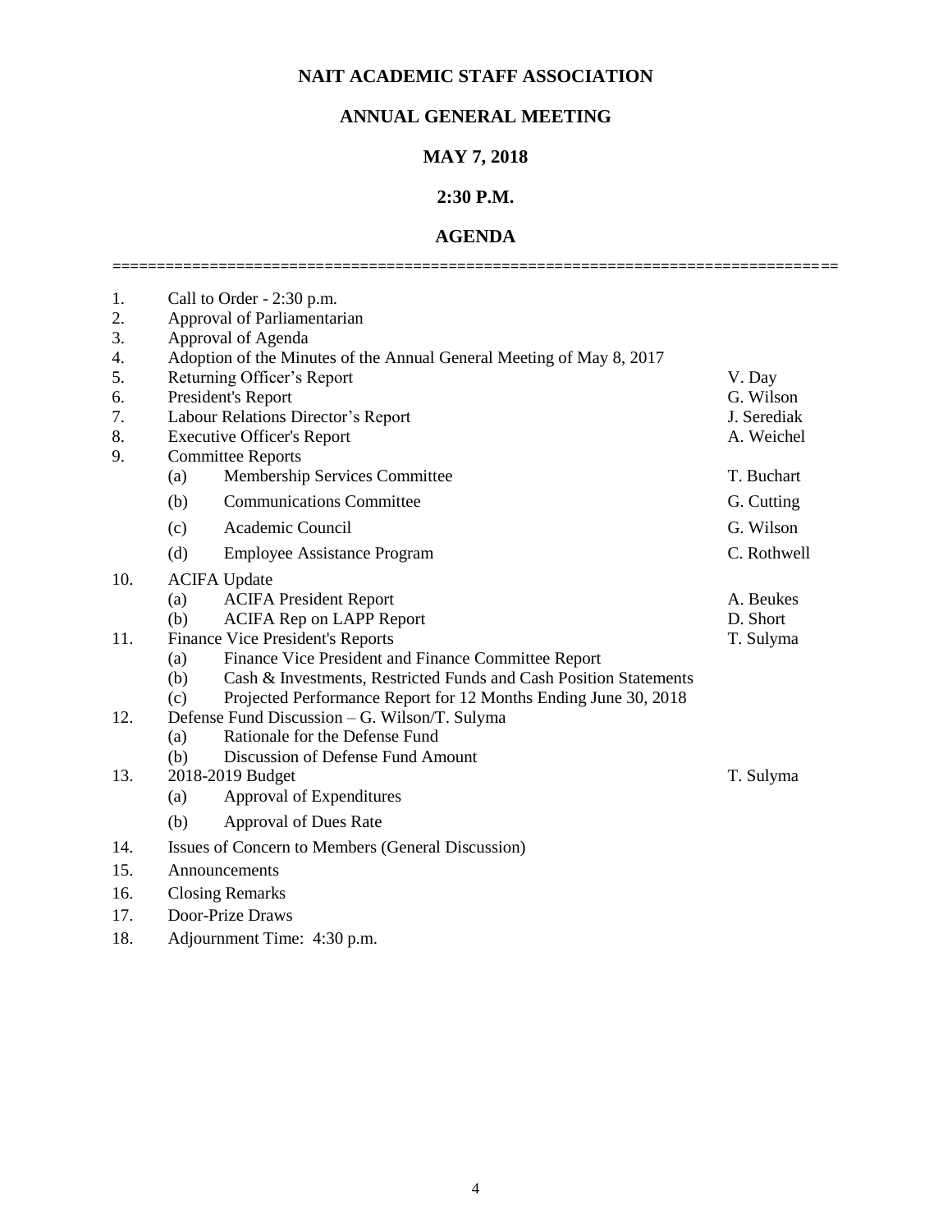# NAIT ACADEMIC STAFF ASSOCIATION

## ANNUAL GENERAL MEETING

## MAY 7, 2018

## 2:30 P.M.

## AGENDA

===============================================================================

| | | |
|---|---|---|
| 1. | Call to Order - 2:30 p.m. | |
| 2. | Approval of Parliamentarian | |
| 3. | Approval of Agenda | |
| 4. | Adoption of the Minutes of the Annual General Meeting of May 8, 2017 | |
| 5. | Returning Officer's Report | V. Day |
| 6. | President's Report | G. Wilson |
| 7. | Labour Relations Director's Report | J. Serediak |
| 8. | Executive Officer's Report | A. Weichel |
| 9. | Committee Reports | |
| | (a) Membership Services Committee | T. Buchart |
| | (b) Communications Committee | G. Cutting |
| | (c) Academic Council | G. Wilson |
| | (d) Employee Assistance Program | C. Rothwell |
| 10. | ACIFA Update | |
| | (a) ACIFA President Report | A. Beukes |
| | (b) ACIFA Rep on LAPP Report | D. Short |
| 11. | Finance Vice President's Reports | T. Sulyma |
| | (a) Finance Vice President and Finance Committee Report | |
| | (b) Cash & Investments, Restricted Funds and Cash Position Statements | |
| | (c) Projected Performance Report for 12 Months Ending June 30, 2018 | |
| 12. | Defense Fund Discussion – G. Wilson/T. Sulyma | |
| | (a) Rationale for the Defense Fund | |
| | (b) Discussion of Defense Fund Amount | |
| 13. | 2018-2019 Budget | T. Sulyma |
| | (a) Approval of Expenditures | |
| | (b) Approval of Dues Rate | |
| 14. | Issues of Concern to Members (General Discussion) | |
| 15. | Announcements | |
| 16. | Closing Remarks | |
| 17. | Door-Prize Draws | |
| 18. | Adjournment Time: 4:30 p.m. | |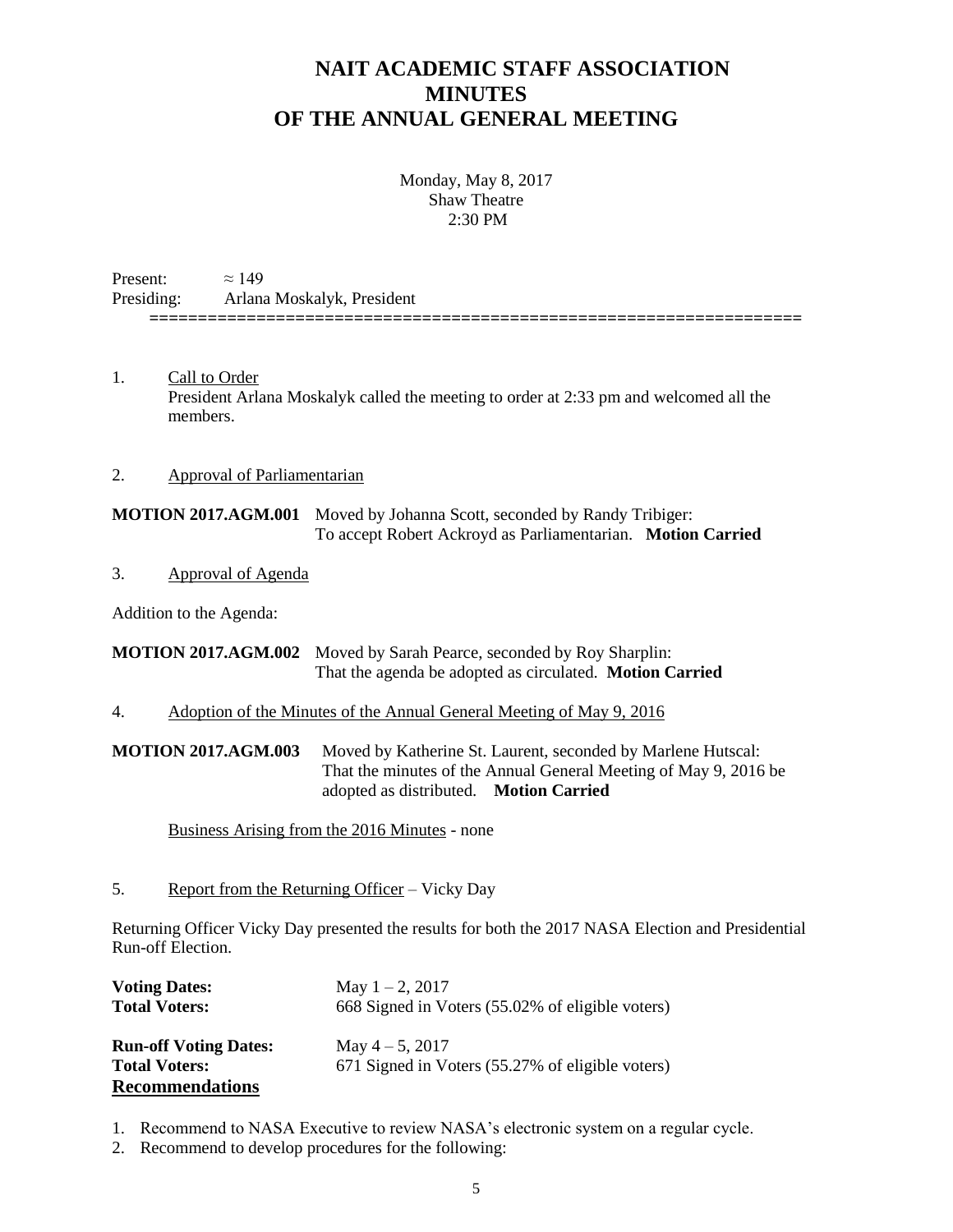# NAIT ACADEMIC STAFF ASSOCIATION MINUTES OF THE ANNUAL GENERAL MEETING

Monday, May 8, 2017
Shaw Theatre
2:30 PM

Present: ≈ 149
Presiding: Arlana Moskalyk, President

---

1. Call to Order
   President Arlana Moskalyk called the meeting to order at 2:33 pm and welcomed all the members.

2. Approval of Parliamentarian

**MOTION 2017.AGM.001** Moved by Johanna Scott, seconded by Randy Tribiger:
To accept Robert Ackroyd as Parliamentarian. **Motion Carried**

3. Approval of Agenda

Addition to the Agenda:

**MOTION 2017.AGM.002** Moved by Sarah Pearce, seconded by Roy Sharplin:
That the agenda be adopted as circulated. **Motion Carried**

4. Adoption of the Minutes of the Annual General Meeting of May 9, 2016

**MOTION 2017.AGM.003** Moved by Katherine St. Laurent, seconded by Marlene Hutscal:
That the minutes of the Annual General Meeting of May 9, 2016 be adopted as distributed. **Motion Carried**

Business Arising from the 2016 Minutes - none

5. Report from the Returning Officer – Vicky Day

Returning Officer Vicky Day presented the results for both the 2017 NASA Election and Presidential Run-off Election.

**Voting Dates:** May 1 – 2, 2017
**Total Voters:** 668 Signed in Voters (55.02% of eligible voters)

**Run-off Voting Dates:** May 4 – 5, 2017
**Total Voters:** 671 Signed in Voters (55.27% of eligible voters)

**Recommendations**

1. Recommend to NASA Executive to review NASA's electronic system on a regular cycle.
2. Recommend to develop procedures for the following: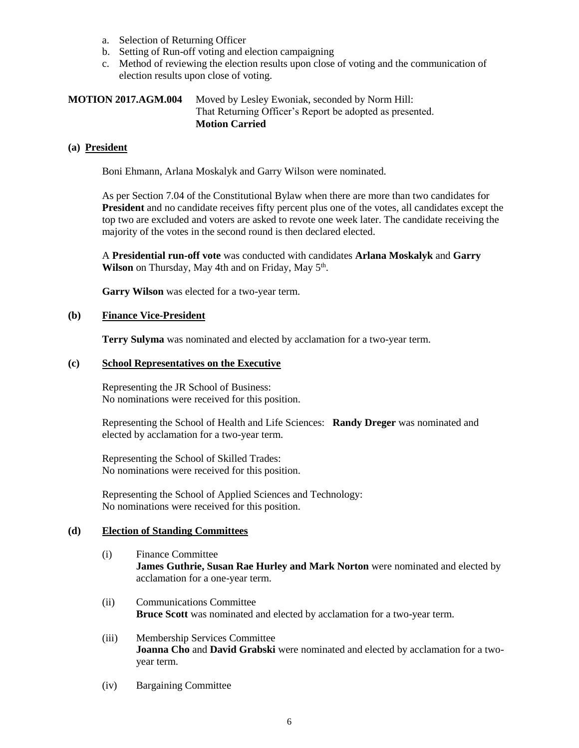a. Selection of Returning Officer
b. Setting of Run-off voting and election campaigning
c. Method of reviewing the election results upon close of voting and the communication of election results upon close of voting.

**MOTION 2017.AGM.004** Moved by Lesley Ewoniak, seconded by Norm Hill:
That Returning Officer's Report be adopted as presented.
**Motion Carried**

**(a) President**

Boni Ehmann, Arlana Moskalyk and Garry Wilson were nominated.

As per Section 7.04 of the Constitutional Bylaw when there are more than two candidates for **President** and no candidate receives fifty percent plus one of the votes, all candidates except the top two are excluded and voters are asked to revote one week later. The candidate receiving the majority of the votes in the second round is then declared elected.

A **Presidential run-off vote** was conducted with candidates **Arlana Moskalyk** and **Garry Wilson** on Thursday, May 4th and on Friday, May 5th.

**Garry Wilson** was elected for a two-year term.

**(b) Finance Vice-President**

**Terry Sulyma** was nominated and elected by acclamation for a two-year term.

**(c) School Representatives on the Executive**

Representing the JR School of Business:
No nominations were received for this position.

Representing the School of Health and Life Sciences: **Randy Dreger** was nominated and elected by acclamation for a two-year term.

Representing the School of Skilled Trades:
No nominations were received for this position.

Representing the School of Applied Sciences and Technology:
No nominations were received for this position.

**(d) Election of Standing Committees**

(i) Finance Committee
**James Guthrie, Susan Rae Hurley and Mark Norton** were nominated and elected by acclamation for a one-year term.

(ii) Communications Committee
**Bruce Scott** was nominated and elected by acclamation for a two-year term.

(iii) Membership Services Committee
**Joanna Cho** and **David Grabski** were nominated and elected by acclamation for a two-year term.

(iv) Bargaining Committee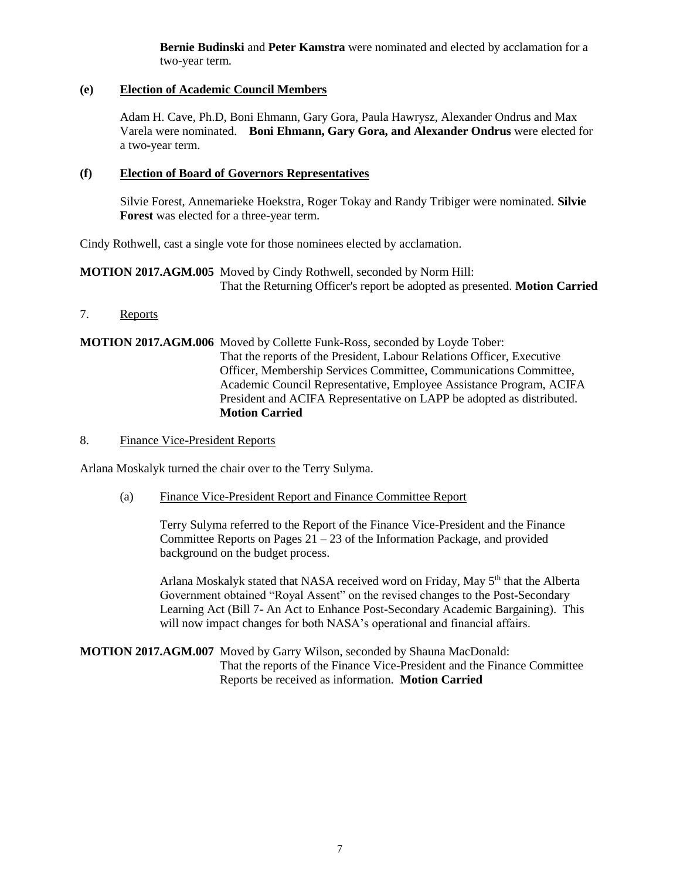**Bernie Budinski** and **Peter Kamstra** were nominated and elected by acclamation for a two-year term.

**(e) Election of Academic Council Members**

Adam H. Cave, Ph.D, Boni Ehmann, Gary Gora, Paula Hawrysz, Alexander Ondrus and Max Varela were nominated. **Boni Ehmann, Gary Gora, and Alexander Ondrus** were elected for a two-year term.

**(f) Election of Board of Governors Representatives**

Silvie Forest, Annemarieke Hoekstra, Roger Tokay and Randy Tribiger were nominated. **Silvie Forest** was elected for a three-year term.

Cindy Rothwell, cast a single vote for those nominees elected by acclamation.

**MOTION 2017.AGM.005** Moved by Cindy Rothwell, seconded by Norm Hill:
That the Returning Officer's report be adopted as presented. **Motion Carried**

7. Reports

**MOTION 2017.AGM.006** Moved by Collette Funk-Ross, seconded by Loyde Tober:
That the reports of the President, Labour Relations Officer, Executive Officer, Membership Services Committee, Communications Committee, Academic Council Representative, Employee Assistance Program, ACIFA President and ACIFA Representative on LAPP be adopted as distributed. **Motion Carried**

8. Finance Vice-President Reports

Arlana Moskalyk turned the chair over to the Terry Sulyma.

(a) Finance Vice-President Report and Finance Committee Report

Terry Sulyma referred to the Report of the Finance Vice-President and the Finance Committee Reports on Pages 21 – 23 of the Information Package, and provided background on the budget process.

Arlana Moskalyk stated that NASA received word on Friday, May 5th that the Alberta Government obtained "Royal Assent" on the revised changes to the Post-Secondary Learning Act (Bill 7- An Act to Enhance Post-Secondary Academic Bargaining). This will now impact changes for both NASA's operational and financial affairs.

**MOTION 2017.AGM.007** Moved by Garry Wilson, seconded by Shauna MacDonald:
That the reports of the Finance Vice-President and the Finance Committee Reports be received as information. **Motion Carried**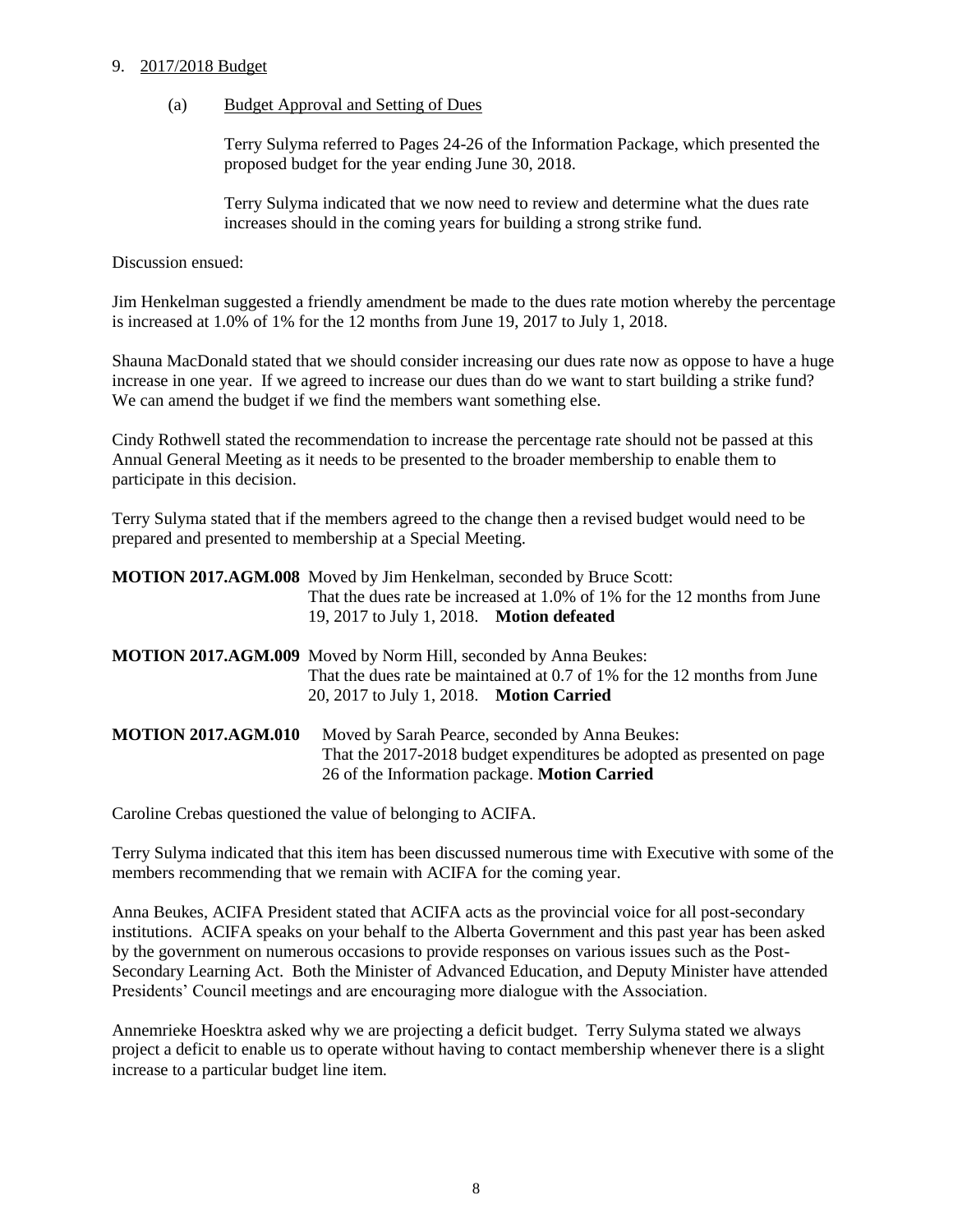9. 2017/2018 Budget

(a) Budget Approval and Setting of Dues

Terry Sulyma referred to Pages 24-26 of the Information Package, which presented the proposed budget for the year ending June 30, 2018.

Terry Sulyma indicated that we now need to review and determine what the dues rate increases should in the coming years for building a strong strike fund.

Discussion ensued:

Jim Henkelman suggested a friendly amendment be made to the dues rate motion whereby the percentage is increased at 1.0% of 1% for the 12 months from June 19, 2017 to July 1, 2018.

Shauna MacDonald stated that we should consider increasing our dues rate now as oppose to have a huge increase in one year. If we agreed to increase our dues than do we want to start building a strike fund? We can amend the budget if we find the members want something else.

Cindy Rothwell stated the recommendation to increase the percentage rate should not be passed at this Annual General Meeting as it needs to be presented to the broader membership to enable them to participate in this decision.

Terry Sulyma stated that if the members agreed to the change then a revised budget would need to be prepared and presented to membership at a Special Meeting.

**MOTION 2017.AGM.008** Moved by Jim Henkelman, seconded by Bruce Scott: That the dues rate be increased at 1.0% of 1% for the 12 months from June 19, 2017 to July 1, 2018. **Motion defeated**

**MOTION 2017.AGM.009** Moved by Norm Hill, seconded by Anna Beukes: That the dues rate be maintained at 0.7 of 1% for the 12 months from June 20, 2017 to July 1, 2018. **Motion Carried**

**MOTION 2017.AGM.010** Moved by Sarah Pearce, seconded by Anna Beukes: That the 2017-2018 budget expenditures be adopted as presented on page 26 of the Information package. **Motion Carried**

Caroline Crebas questioned the value of belonging to ACIFA.

Terry Sulyma indicated that this item has been discussed numerous time with Executive with some of the members recommending that we remain with ACIFA for the coming year.

Anna Beukes, ACIFA President stated that ACIFA acts as the provincial voice for all post-secondary institutions. ACIFA speaks on your behalf to the Alberta Government and this past year has been asked by the government on numerous occasions to provide responses on various issues such as the Post-Secondary Learning Act. Both the Minister of Advanced Education, and Deputy Minister have attended Presidents' Council meetings and are encouraging more dialogue with the Association.

Annemrieke Hoesktra asked why we are projecting a deficit budget. Terry Sulyma stated we always project a deficit to enable us to operate without having to contact membership whenever there is a slight increase to a particular budget line item.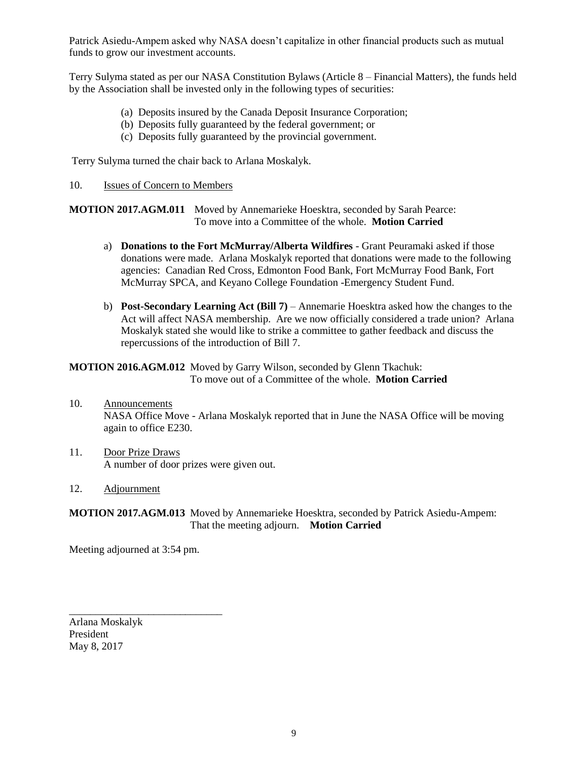Patrick Asiedu-Ampem asked why NASA doesn't capitalize in other financial products such as mutual funds to grow our investment accounts.

Terry Sulyma stated as per our NASA Constitution Bylaws (Article 8 – Financial Matters), the funds held by the Association shall be invested only in the following types of securities:

(a) Deposits insured by the Canada Deposit Insurance Corporation;
(b) Deposits fully guaranteed by the federal government; or
(c) Deposits fully guaranteed by the provincial government.

Terry Sulyma turned the chair back to Arlana Moskalyk.

10. Issues of Concern to Members

**MOTION 2017.AGM.011** Moved by Annemarieke Hoesktra, seconded by Sarah Pearce: To move into a Committee of the whole. **Motion Carried**

a) **Donations to the Fort McMurray/Alberta Wildfires** - Grant Peuramaki asked if those donations were made. Arlana Moskalyk reported that donations were made to the following agencies: Canadian Red Cross, Edmonton Food Bank, Fort McMurray Food Bank, Fort McMurray SPCA, and Keyano College Foundation -Emergency Student Fund.

b) **Post-Secondary Learning Act (Bill 7)** – Annemarie Hoesktra asked how the changes to the Act will affect NASA membership. Are we now officially considered a trade union? Arlana Moskalyk stated she would like to strike a committee to gather feedback and discuss the repercussions of the introduction of Bill 7.

**MOTION 2016.AGM.012** Moved by Garry Wilson, seconded by Glenn Tkachuk: To move out of a Committee of the whole. **Motion Carried**

10. Announcements
NASA Office Move - Arlana Moskalyk reported that in June the NASA Office will be moving again to office E230.

11. Door Prize Draws
A number of door prizes were given out.

12. Adjournment

**MOTION 2017.AGM.013** Moved by Annemarieke Hoesktra, seconded by Patrick Asiedu-Ampem: That the meeting adjourn. **Motion Carried**

Meeting adjourned at 3:54 pm.

______________________________

Arlana Moskalyk
President
May 8, 2017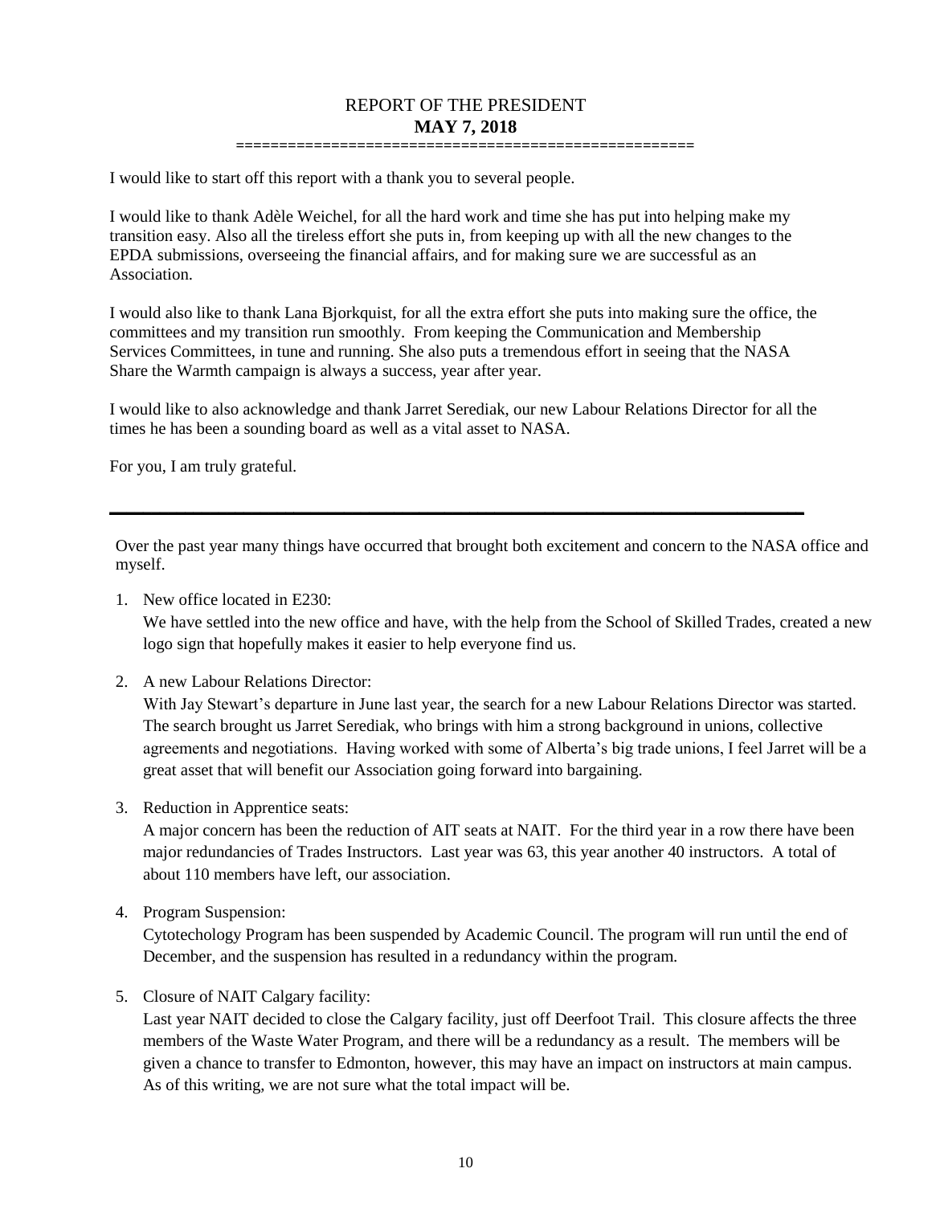# REPORT OF THE PRESIDENT
## **MAY 7, 2018**

I would like to start off this report with a thank you to several people.

I would like to thank Adèle Weichel, for all the hard work and time she has put into helping make my transition easy. Also all the tireless effort she puts in, from keeping up with all the new changes to the EPDA submissions, overseeing the financial affairs, and for making sure we are successful as an Association.

I would also like to thank Lana Bjorkquist, for all the extra effort she puts into making sure the office, the committees and my transition run smoothly. From keeping the Communication and Membership Services Committees, in tune and running. She also puts a tremendous effort in seeing that the NASA Share the Warmth campaign is always a success, year after year.

I would like to also acknowledge and thank Jarret Serediak, our new Labour Relations Director for all the times he has been a sounding board as well as a vital asset to NASA.

For you, I am truly grateful.

---

Over the past year many things have occurred that brought both excitement and concern to the NASA office and myself.

1. New office located in E230:
   We have settled into the new office and have, with the help from the School of Skilled Trades, created a new logo sign that hopefully makes it easier to help everyone find us.

2. A new Labour Relations Director:
   With Jay Stewart's departure in June last year, the search for a new Labour Relations Director was started. The search brought us Jarret Serediak, who brings with him a strong background in unions, collective agreements and negotiations. Having worked with some of Alberta's big trade unions, I feel Jarret will be a great asset that will benefit our Association going forward into bargaining.

3. Reduction in Apprentice seats:
   A major concern has been the reduction of AIT seats at NAIT. For the third year in a row there have been major redundancies of Trades Instructors. Last year was 63, this year another 40 instructors. A total of about 110 members have left, our association.

4. Program Suspension:
   Cytotechology Program has been suspended by Academic Council. The program will run until the end of December, and the suspension has resulted in a redundancy within the program.

5. Closure of NAIT Calgary facility:
   Last year NAIT decided to close the Calgary facility, just off Deerfoot Trail. This closure affects the three members of the Waste Water Program, and there will be a redundancy as a result. The members will be given a chance to transfer to Edmonton, however, this may have an impact on instructors at main campus. As of this writing, we are not sure what the total impact will be.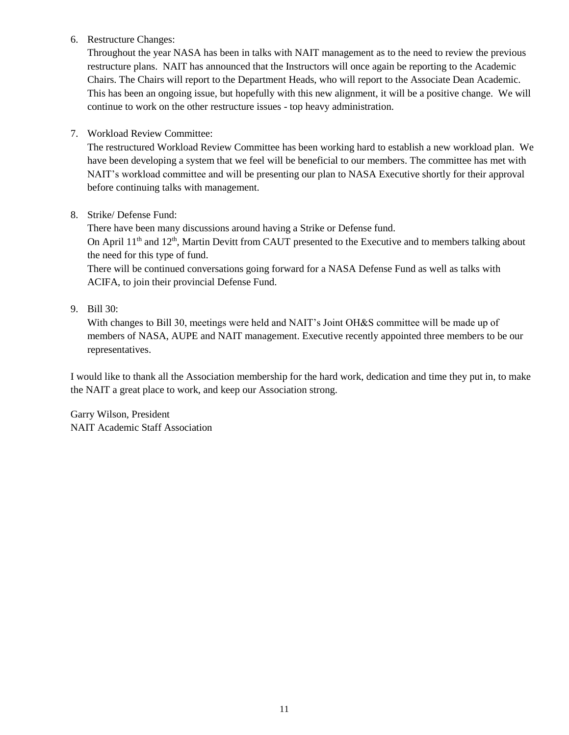6. Restructure Changes:
   Throughout the year NASA has been in talks with NAIT management as to the need to review the previous restructure plans. NAIT has announced that the Instructors will once again be reporting to the Academic Chairs. The Chairs will report to the Department Heads, who will report to the Associate Dean Academic. This has been an ongoing issue, but hopefully with this new alignment, it will be a positive change. We will continue to work on the other restructure issues - top heavy administration.

7. Workload Review Committee:
   The restructured Workload Review Committee has been working hard to establish a new workload plan. We have been developing a system that we feel will be beneficial to our members. The committee has met with NAIT's workload committee and will be presenting our plan to NASA Executive shortly for their approval before continuing talks with management.

8. Strike/ Defense Fund:
   There have been many discussions around having a Strike or Defense fund.
   On April 11th and 12th, Martin Devitt from CAUT presented to the Executive and to members talking about the need for this type of fund.
   There will be continued conversations going forward for a NASA Defense Fund as well as talks with ACIFA, to join their provincial Defense Fund.

9. Bill 30:
   With changes to Bill 30, meetings were held and NAIT's Joint OH&S committee will be made up of members of NASA, AUPE and NAIT management. Executive recently appointed three members to be our representatives.

I would like to thank all the Association membership for the hard work, dedication and time they put in, to make the NAIT a great place to work, and keep our Association strong.

Garry Wilson, President
NAIT Academic Staff Association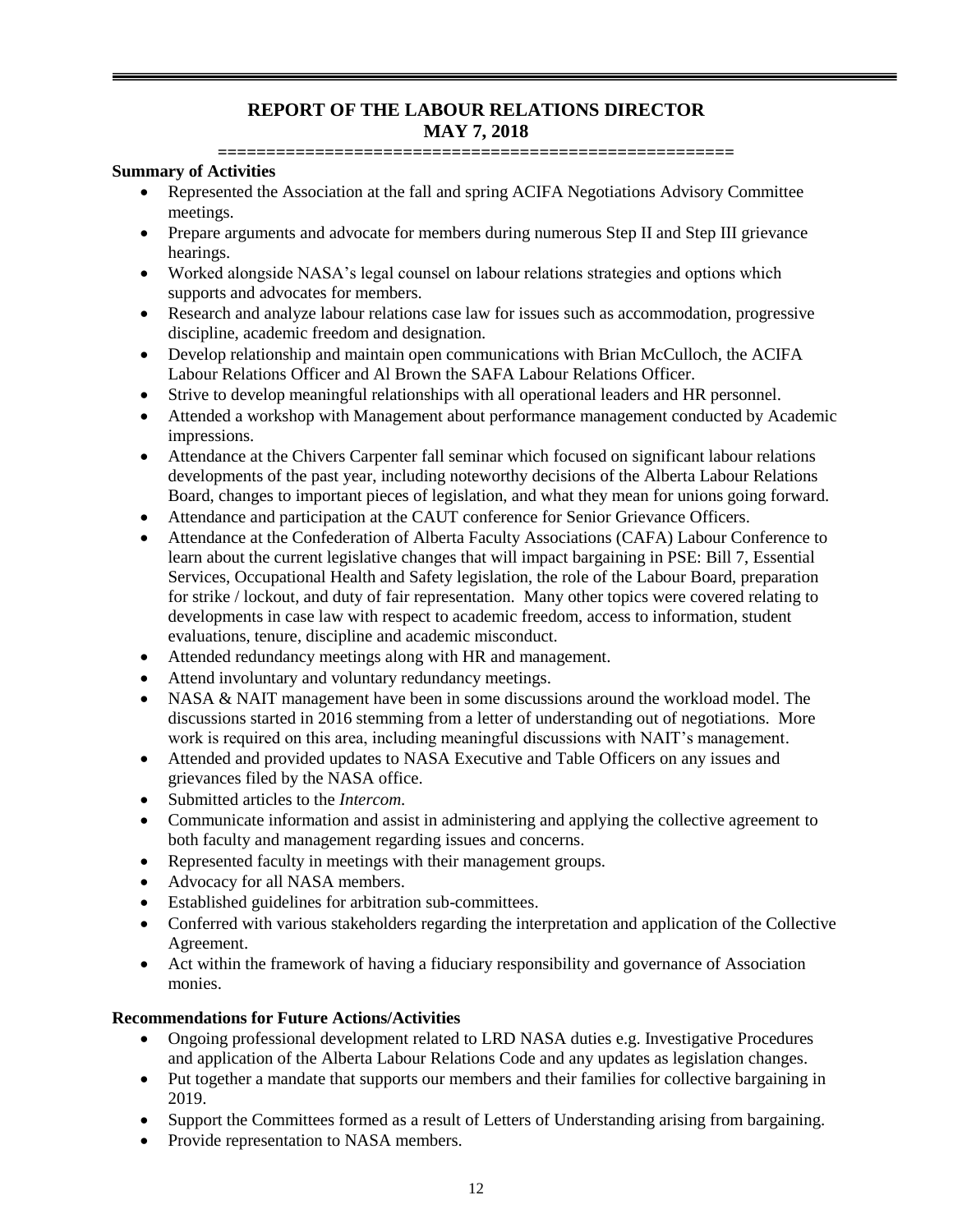# REPORT OF THE LABOUR RELATIONS DIRECTOR
## MAY 7, 2018

**Summary of Activities**

- Represented the Association at the fall and spring ACIFA Negotiations Advisory Committee meetings.
- Prepare arguments and advocate for members during numerous Step II and Step III grievance hearings.
- Worked alongside NASA's legal counsel on labour relations strategies and options which supports and advocates for members.
- Research and analyze labour relations case law for issues such as accommodation, progressive discipline, academic freedom and designation.
- Develop relationship and maintain open communications with Brian McCulloch, the ACIFA Labour Relations Officer and Al Brown the SAFA Labour Relations Officer.
- Strive to develop meaningful relationships with all operational leaders and HR personnel.
- Attended a workshop with Management about performance management conducted by Academic impressions.
- Attendance at the Chivers Carpenter fall seminar which focused on significant labour relations developments of the past year, including noteworthy decisions of the Alberta Labour Relations Board, changes to important pieces of legislation, and what they mean for unions going forward.
- Attendance and participation at the CAUT conference for Senior Grievance Officers.
- Attendance at the Confederation of Alberta Faculty Associations (CAFA) Labour Conference to learn about the current legislative changes that will impact bargaining in PSE: Bill 7, Essential Services, Occupational Health and Safety legislation, the role of the Labour Board, preparation for strike / lockout, and duty of fair representation. Many other topics were covered relating to developments in case law with respect to academic freedom, access to information, student evaluations, tenure, discipline and academic misconduct.
- Attended redundancy meetings along with HR and management.
- Attend involuntary and voluntary redundancy meetings.
- NASA & NAIT management have been in some discussions around the workload model. The discussions started in 2016 stemming from a letter of understanding out of negotiations. More work is required on this area, including meaningful discussions with NAIT's management.
- Attended and provided updates to NASA Executive and Table Officers on any issues and grievances filed by the NASA office.
- Submitted articles to the *Intercom.*
- Communicate information and assist in administering and applying the collective agreement to both faculty and management regarding issues and concerns.
- Represented faculty in meetings with their management groups.
- Advocacy for all NASA members.
- Established guidelines for arbitration sub-committees.
- Conferred with various stakeholders regarding the interpretation and application of the Collective Agreement.
- Act within the framework of having a fiduciary responsibility and governance of Association monies.

**Recommendations for Future Actions/Activities**

- Ongoing professional development related to LRD NASA duties e.g. Investigative Procedures and application of the Alberta Labour Relations Code and any updates as legislation changes.
- Put together a mandate that supports our members and their families for collective bargaining in 2019.
- Support the Committees formed as a result of Letters of Understanding arising from bargaining.
- Provide representation to NASA members.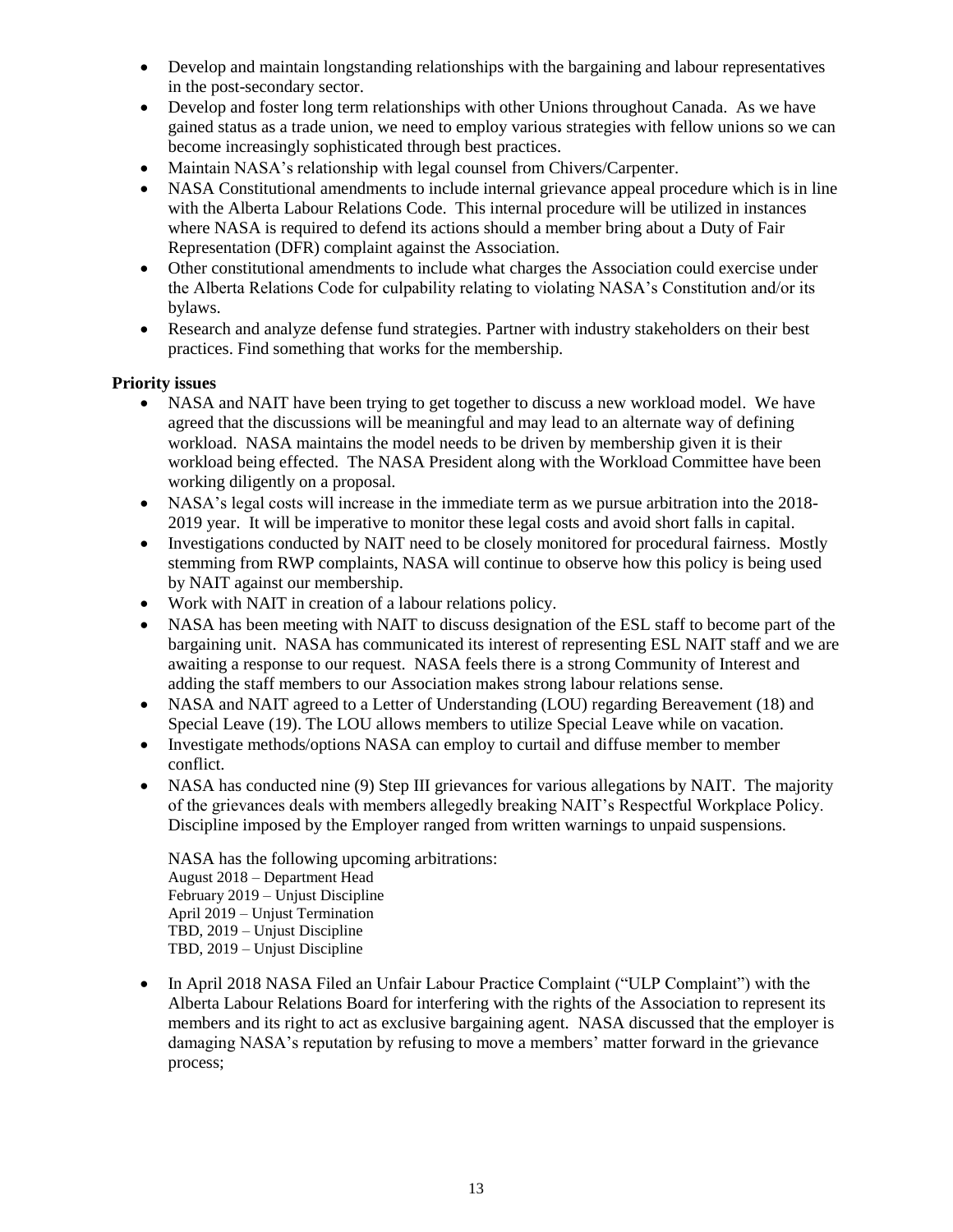- Develop and maintain longstanding relationships with the bargaining and labour representatives in the post-secondary sector.
- Develop and foster long term relationships with other Unions throughout Canada. As we have gained status as a trade union, we need to employ various strategies with fellow unions so we can become increasingly sophisticated through best practices.
- Maintain NASA's relationship with legal counsel from Chivers/Carpenter.
- NASA Constitutional amendments to include internal grievance appeal procedure which is in line with the Alberta Labour Relations Code. This internal procedure will be utilized in instances where NASA is required to defend its actions should a member bring about a Duty of Fair Representation (DFR) complaint against the Association.
- Other constitutional amendments to include what charges the Association could exercise under the Alberta Relations Code for culpability relating to violating NASA's Constitution and/or its bylaws.
- Research and analyze defense fund strategies. Partner with industry stakeholders on their best practices. Find something that works for the membership.

**Priority issues**

- NASA and NAIT have been trying to get together to discuss a new workload model. We have agreed that the discussions will be meaningful and may lead to an alternate way of defining workload. NASA maintains the model needs to be driven by membership given it is their workload being effected. The NASA President along with the Workload Committee have been working diligently on a proposal.
- NASA's legal costs will increase in the immediate term as we pursue arbitration into the 2018-2019 year. It will be imperative to monitor these legal costs and avoid short falls in capital.
- Investigations conducted by NAIT need to be closely monitored for procedural fairness. Mostly stemming from RWP complaints, NASA will continue to observe how this policy is being used by NAIT against our membership.
- Work with NAIT in creation of a labour relations policy.
- NASA has been meeting with NAIT to discuss designation of the ESL staff to become part of the bargaining unit. NASA has communicated its interest of representing ESL NAIT staff and we are awaiting a response to our request. NASA feels there is a strong Community of Interest and adding the staff members to our Association makes strong labour relations sense.
- NASA and NAIT agreed to a Letter of Understanding (LOU) regarding Bereavement (18) and Special Leave (19). The LOU allows members to utilize Special Leave while on vacation.
- Investigate methods/options NASA can employ to curtail and diffuse member to member conflict.
- NASA has conducted nine (9) Step III grievances for various allegations by NAIT. The majority of the grievances deals with members allegedly breaking NAIT's Respectful Workplace Policy. Discipline imposed by the Employer ranged from written warnings to unpaid suspensions.

  NASA has the following upcoming arbitrations:
  August 2018 – Department Head
  February 2019 – Unjust Discipline
  April 2019 – Unjust Termination
  TBD, 2019 – Unjust Discipline
  TBD, 2019 – Unjust Discipline

- In April 2018 NASA Filed an Unfair Labour Practice Complaint ("ULP Complaint") with the Alberta Labour Relations Board for interfering with the rights of the Association to represent its members and its right to act as exclusive bargaining agent. NASA discussed that the employer is damaging NASA's reputation by refusing to move a members' matter forward in the grievance process;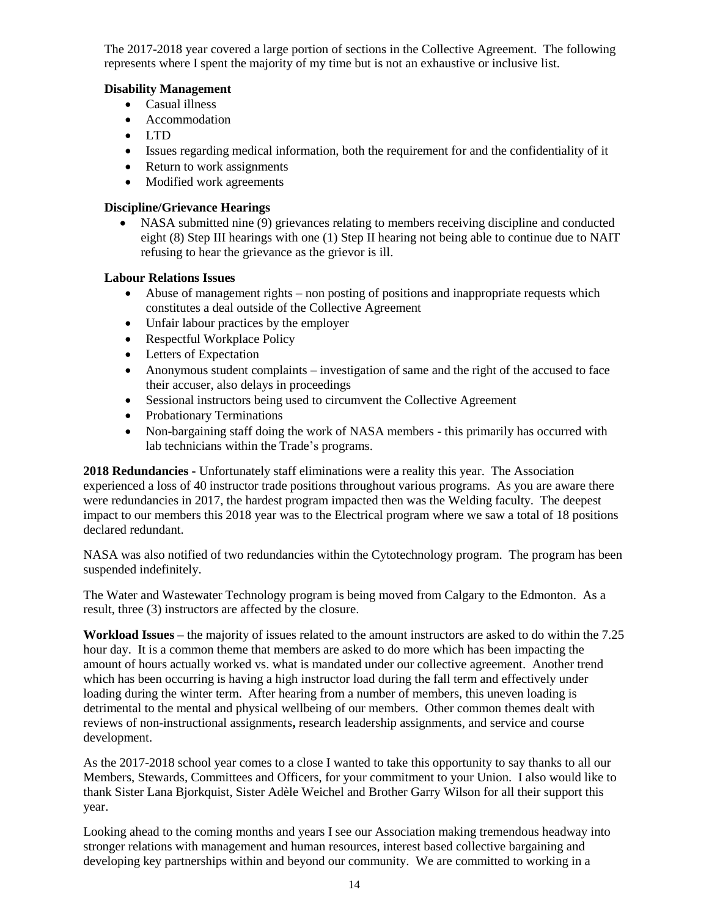The 2017-2018 year covered a large portion of sections in the Collective Agreement. The following represents where I spent the majority of my time but is not an exhaustive or inclusive list.

**Disability Management**

- Casual illness
- Accommodation
- LTD
- Issues regarding medical information, both the requirement for and the confidentiality of it
- Return to work assignments
- Modified work agreements

**Discipline/Grievance Hearings**

- NASA submitted nine (9) grievances relating to members receiving discipline and conducted eight (8) Step III hearings with one (1) Step II hearing not being able to continue due to NAIT refusing to hear the grievance as the grievor is ill.

**Labour Relations Issues**

- Abuse of management rights – non posting of positions and inappropriate requests which constitutes a deal outside of the Collective Agreement
- Unfair labour practices by the employer
- Respectful Workplace Policy
- Letters of Expectation
- Anonymous student complaints – investigation of same and the right of the accused to face their accuser, also delays in proceedings
- Sessional instructors being used to circumvent the Collective Agreement
- Probationary Terminations
- Non-bargaining staff doing the work of NASA members - this primarily has occurred with lab technicians within the Trade's programs.

**2018 Redundancies -** Unfortunately staff eliminations were a reality this year. The Association experienced a loss of 40 instructor trade positions throughout various programs. As you are aware there were redundancies in 2017, the hardest program impacted then was the Welding faculty. The deepest impact to our members this 2018 year was to the Electrical program where we saw a total of 18 positions declared redundant.

NASA was also notified of two redundancies within the Cytotechnology program. The program has been suspended indefinitely.

The Water and Wastewater Technology program is being moved from Calgary to the Edmonton. As a result, three (3) instructors are affected by the closure.

**Workload Issues –** the majority of issues related to the amount instructors are asked to do within the 7.25 hour day. It is a common theme that members are asked to do more which has been impacting the amount of hours actually worked vs. what is mandated under our collective agreement. Another trend which has been occurring is having a high instructor load during the fall term and effectively under loading during the winter term. After hearing from a number of members, this uneven loading is detrimental to the mental and physical wellbeing of our members. Other common themes dealt with reviews of non-instructional assignments**,** research leadership assignments, and service and course development.

As the 2017-2018 school year comes to a close I wanted to take this opportunity to say thanks to all our Members, Stewards, Committees and Officers, for your commitment to your Union. I also would like to thank Sister Lana Bjorkquist, Sister Adèle Weichel and Brother Garry Wilson for all their support this year.

Looking ahead to the coming months and years I see our Association making tremendous headway into stronger relations with management and human resources, interest based collective bargaining and developing key partnerships within and beyond our community. We are committed to working in a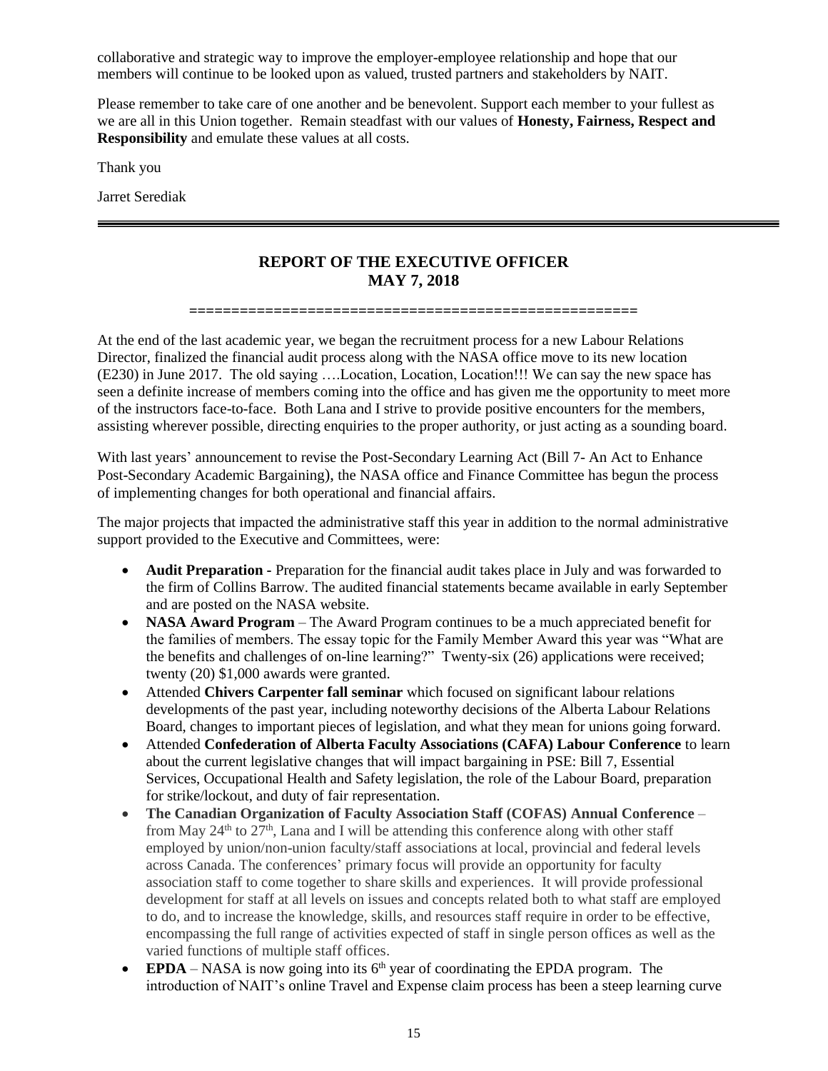collaborative and strategic way to improve the employer-employee relationship and hope that our members will continue to be looked upon as valued, trusted partners and stakeholders by NAIT.

Please remember to take care of one another and be benevolent. Support each member to your fullest as we are all in this Union together. Remain steadfast with our values of **Honesty, Fairness, Respect and Responsibility** and emulate these values at all costs.

Thank you

Jarret Serediak

---

## REPORT OF THE EXECUTIVE OFFICER
## MAY 7, 2018

====================================================

At the end of the last academic year, we began the recruitment process for a new Labour Relations Director, finalized the financial audit process along with the NASA office move to its new location (E230) in June 2017. The old saying ….Location, Location, Location!!! We can say the new space has seen a definite increase of members coming into the office and has given me the opportunity to meet more of the instructors face-to-face. Both Lana and I strive to provide positive encounters for the members, assisting wherever possible, directing enquiries to the proper authority, or just acting as a sounding board.

With last years' announcement to revise the Post-Secondary Learning Act (Bill 7- An Act to Enhance Post-Secondary Academic Bargaining), the NASA office and Finance Committee has begun the process of implementing changes for both operational and financial affairs.

The major projects that impacted the administrative staff this year in addition to the normal administrative support provided to the Executive and Committees, were:

- **Audit Preparation -** Preparation for the financial audit takes place in July and was forwarded to the firm of Collins Barrow. The audited financial statements became available in early September and are posted on the NASA website.
- **NASA Award Program** – The Award Program continues to be a much appreciated benefit for the families of members. The essay topic for the Family Member Award this year was "What are the benefits and challenges of on-line learning?" Twenty-six (26) applications were received; twenty (20) $1,000 awards were granted.
- Attended **Chivers Carpenter fall seminar** which focused on significant labour relations developments of the past year, including noteworthy decisions of the Alberta Labour Relations Board, changes to important pieces of legislation, and what they mean for unions going forward.
- Attended **Confederation of Alberta Faculty Associations (CAFA) Labour Conference** to learn about the current legislative changes that will impact bargaining in PSE: Bill 7, Essential Services, Occupational Health and Safety legislation, the role of the Labour Board, preparation for strike/lockout, and duty of fair representation.
- **The Canadian Organization of Faculty Association Staff (COFAS) Annual Conference** – from May 24th to 27th, Lana and I will be attending this conference along with other staff employed by union/non-union faculty/staff associations at local, provincial and federal levels across Canada. The conferences' primary focus will provide an opportunity for faculty association staff to come together to share skills and experiences. It will provide professional development for staff at all levels on issues and concepts related both to what staff are employed to do, and to increase the knowledge, skills, and resources staff require in order to be effective, encompassing the full range of activities expected of staff in single person offices as well as the varied functions of multiple staff offices.
- **EPDA** – NASA is now going into its 6th year of coordinating the EPDA program. The introduction of NAIT's online Travel and Expense claim process has been a steep learning curve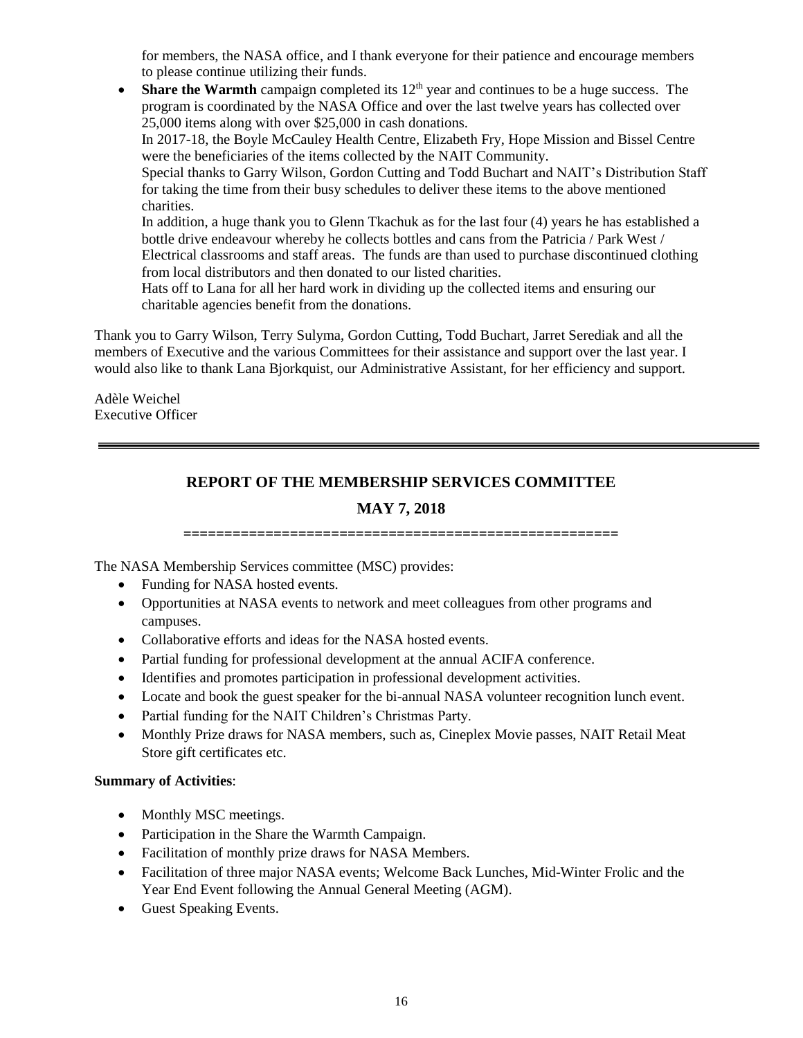for members, the NASA office, and I thank everyone for their patience and encourage members to please continue utilizing their funds.

- **Share the Warmth** campaign completed its 12th year and continues to be a huge success. The program is coordinated by the NASA Office and over the last twelve years has collected over 25,000 items along with over $25,000 in cash donations.
  In 2017-18, the Boyle McCauley Health Centre, Elizabeth Fry, Hope Mission and Bissel Centre were the beneficiaries of the items collected by the NAIT Community.
  Special thanks to Garry Wilson, Gordon Cutting and Todd Buchart and NAIT's Distribution Staff for taking the time from their busy schedules to deliver these items to the above mentioned charities.
  In addition, a huge thank you to Glenn Tkachuk as for the last four (4) years he has established a bottle drive endeavour whereby he collects bottles and cans from the Patricia / Park West / Electrical classrooms and staff areas. The funds are than used to purchase discontinued clothing from local distributors and then donated to our listed charities.
  Hats off to Lana for all her hard work in dividing up the collected items and ensuring our charitable agencies benefit from the donations.

Thank you to Garry Wilson, Terry Sulyma, Gordon Cutting, Todd Buchart, Jarret Serediak and all the members of Executive and the various Committees for their assistance and support over the last year. I would also like to thank Lana Bjorkquist, our Administrative Assistant, for her efficiency and support.

Adèle Weichel
Executive Officer

---

## REPORT OF THE MEMBERSHIP SERVICES COMMITTEE

## MAY 7, 2018

The NASA Membership Services committee (MSC) provides:

- Funding for NASA hosted events.
- Opportunities at NASA events to network and meet colleagues from other programs and campuses.
- Collaborative efforts and ideas for the NASA hosted events.
- Partial funding for professional development at the annual ACIFA conference.
- Identifies and promotes participation in professional development activities.
- Locate and book the guest speaker for the bi-annual NASA volunteer recognition lunch event.
- Partial funding for the NAIT Children's Christmas Party.
- Monthly Prize draws for NASA members, such as, Cineplex Movie passes, NAIT Retail Meat Store gift certificates etc.

**Summary of Activities**:

- Monthly MSC meetings.
- Participation in the Share the Warmth Campaign.
- Facilitation of monthly prize draws for NASA Members.
- Facilitation of three major NASA events; Welcome Back Lunches, Mid-Winter Frolic and the Year End Event following the Annual General Meeting (AGM).
- Guest Speaking Events.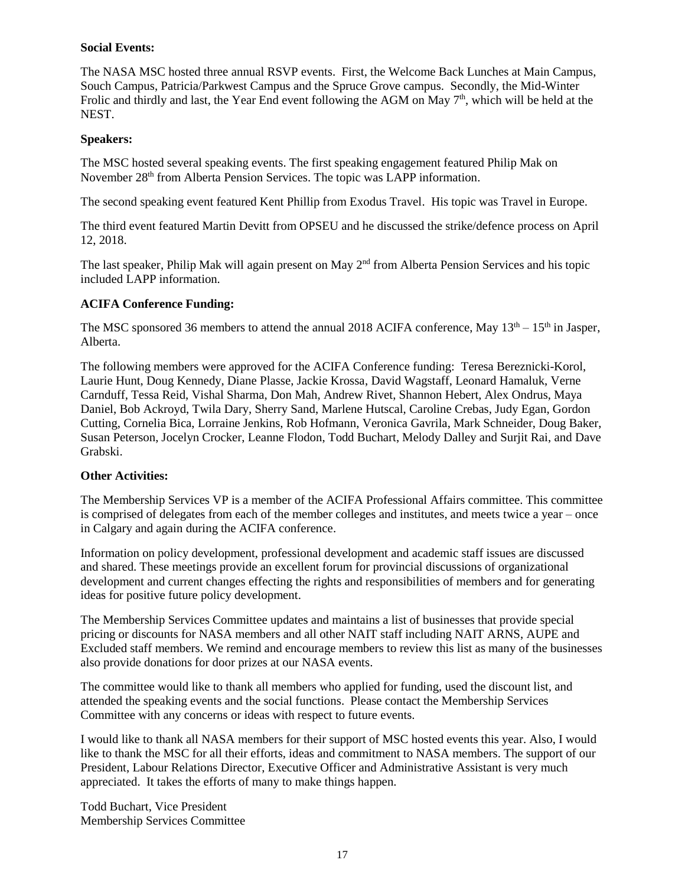**Social Events:**

The NASA MSC hosted three annual RSVP events. First, the Welcome Back Lunches at Main Campus, Souch Campus, Patricia/Parkwest Campus and the Spruce Grove campus. Secondly, the Mid-Winter Frolic and thirdly and last, the Year End event following the AGM on May 7th, which will be held at the NEST.

**Speakers:**

The MSC hosted several speaking events. The first speaking engagement featured Philip Mak on November 28th from Alberta Pension Services. The topic was LAPP information.

The second speaking event featured Kent Phillip from Exodus Travel. His topic was Travel in Europe.

The third event featured Martin Devitt from OPSEU and he discussed the strike/defence process on April 12, 2018.

The last speaker, Philip Mak will again present on May 2nd from Alberta Pension Services and his topic included LAPP information.

**ACIFA Conference Funding:**

The MSC sponsored 36 members to attend the annual 2018 ACIFA conference, May 13th – 15th in Jasper, Alberta.

The following members were approved for the ACIFA Conference funding: Teresa Bereznicki-Korol, Laurie Hunt, Doug Kennedy, Diane Plasse, Jackie Krossa, David Wagstaff, Leonard Hamaluk, Verne Carnduff, Tessa Reid, Vishal Sharma, Don Mah, Andrew Rivet, Shannon Hebert, Alex Ondrus, Maya Daniel, Bob Ackroyd, Twila Dary, Sherry Sand, Marlene Hutscal, Caroline Crebas, Judy Egan, Gordon Cutting, Cornelia Bica, Lorraine Jenkins, Rob Hofmann, Veronica Gavrila, Mark Schneider, Doug Baker, Susan Peterson, Jocelyn Crocker, Leanne Flodon, Todd Buchart, Melody Dalley and Surjit Rai, and Dave Grabski.

**Other Activities:**

The Membership Services VP is a member of the ACIFA Professional Affairs committee. This committee is comprised of delegates from each of the member colleges and institutes, and meets twice a year – once in Calgary and again during the ACIFA conference.

Information on policy development, professional development and academic staff issues are discussed and shared. These meetings provide an excellent forum for provincial discussions of organizational development and current changes effecting the rights and responsibilities of members and for generating ideas for positive future policy development.

The Membership Services Committee updates and maintains a list of businesses that provide special pricing or discounts for NASA members and all other NAIT staff including NAIT ARNS, AUPE and Excluded staff members. We remind and encourage members to review this list as many of the businesses also provide donations for door prizes at our NASA events.

The committee would like to thank all members who applied for funding, used the discount list, and attended the speaking events and the social functions. Please contact the Membership Services Committee with any concerns or ideas with respect to future events.

I would like to thank all NASA members for their support of MSC hosted events this year. Also, I would like to thank the MSC for all their efforts, ideas and commitment to NASA members. The support of our President, Labour Relations Director, Executive Officer and Administrative Assistant is very much appreciated. It takes the efforts of many to make things happen.

Todd Buchart, Vice President
Membership Services Committee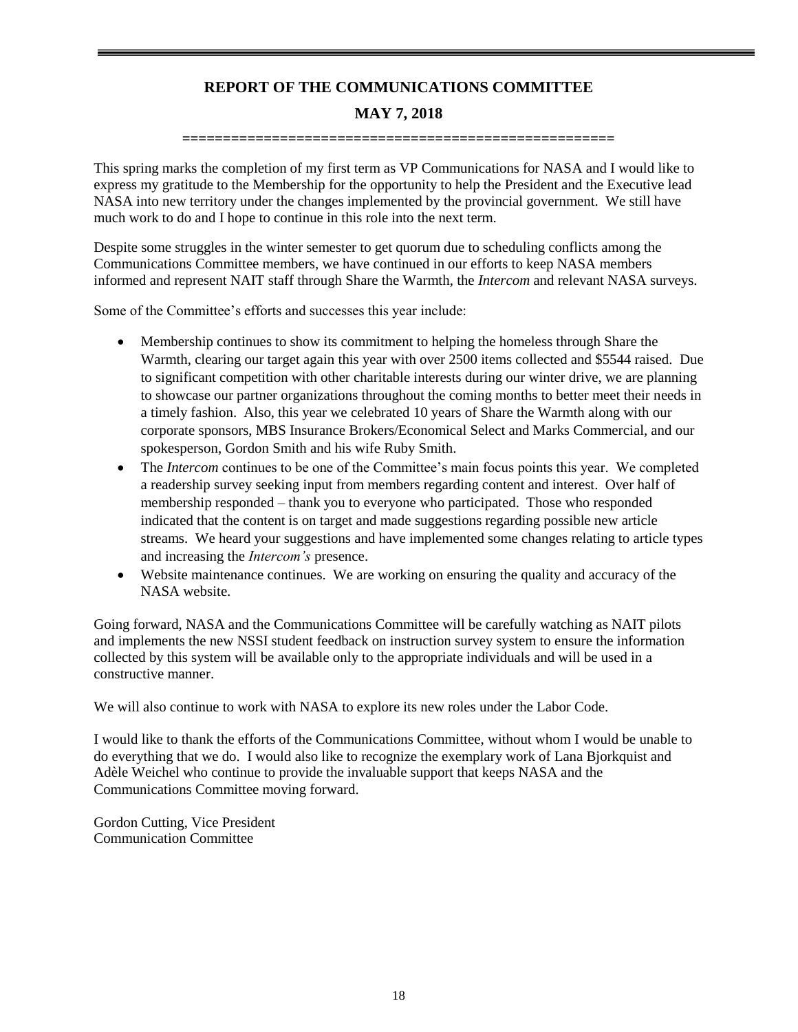## REPORT OF THE COMMUNICATIONS COMMITTEE

## MAY 7, 2018

====================================================

This spring marks the completion of my first term as VP Communications for NASA and I would like to express my gratitude to the Membership for the opportunity to help the President and the Executive lead NASA into new territory under the changes implemented by the provincial government. We still have much work to do and I hope to continue in this role into the next term.

Despite some struggles in the winter semester to get quorum due to scheduling conflicts among the Communications Committee members, we have continued in our efforts to keep NASA members informed and represent NAIT staff through Share the Warmth, the *Intercom* and relevant NASA surveys.

Some of the Committee's efforts and successes this year include:

- Membership continues to show its commitment to helping the homeless through Share the Warmth, clearing our target again this year with over 2500 items collected and $5544 raised. Due to significant competition with other charitable interests during our winter drive, we are planning to showcase our partner organizations throughout the coming months to better meet their needs in a timely fashion. Also, this year we celebrated 10 years of Share the Warmth along with our corporate sponsors, MBS Insurance Brokers/Economical Select and Marks Commercial, and our spokesperson, Gordon Smith and his wife Ruby Smith.
- The *Intercom* continues to be one of the Committee's main focus points this year. We completed a readership survey seeking input from members regarding content and interest. Over half of membership responded – thank you to everyone who participated. Those who responded indicated that the content is on target and made suggestions regarding possible new article streams. We heard your suggestions and have implemented some changes relating to article types and increasing the *Intercom's* presence.
- Website maintenance continues. We are working on ensuring the quality and accuracy of the NASA website.

Going forward, NASA and the Communications Committee will be carefully watching as NAIT pilots and implements the new NSSI student feedback on instruction survey system to ensure the information collected by this system will be available only to the appropriate individuals and will be used in a constructive manner.

We will also continue to work with NASA to explore its new roles under the Labor Code.

I would like to thank the efforts of the Communications Committee, without whom I would be unable to do everything that we do. I would also like to recognize the exemplary work of Lana Bjorkquist and Adèle Weichel who continue to provide the invaluable support that keeps NASA and the Communications Committee moving forward.

Gordon Cutting, Vice President
Communication Committee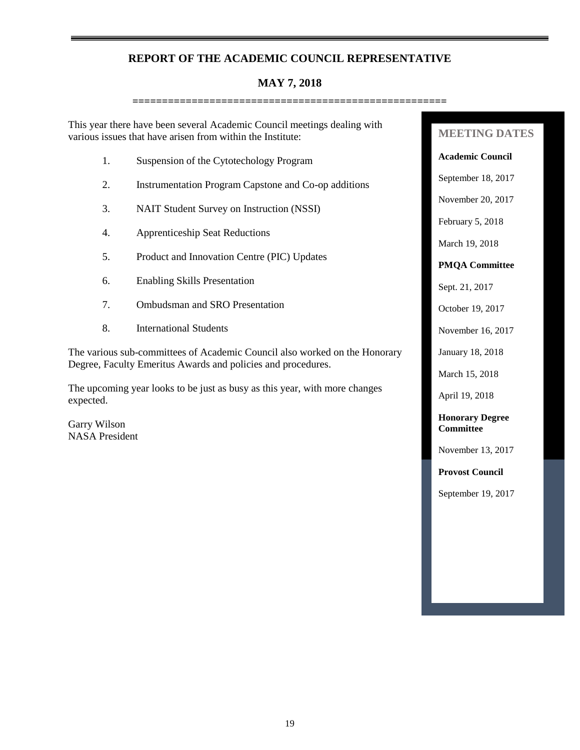## REPORT OF THE ACADEMIC COUNCIL REPRESENTATIVE

### MAY 7, 2018

This year there have been several Academic Council meetings dealing with various issues that have arisen from within the Institute:

1. Suspension of the Cytotechology Program
2. Instrumentation Program Capstone and Co-op additions
3. NAIT Student Survey on Instruction (NSSI)
4. Apprenticeship Seat Reductions
5. Product and Innovation Centre (PIC) Updates
6. Enabling Skills Presentation
7. Ombudsman and SRO Presentation
8. International Students

The various sub-committees of Academic Council also worked on the Honorary Degree, Faculty Emeritus Awards and policies and procedures.

The upcoming year looks to be just as busy as this year, with more changes expected.

Garry Wilson
NASA President

### MEETING DATES

**Academic Council**

September 18, 2017

November 20, 2017

February 5, 2018

March 19, 2018

**PMQA Committee**

Sept. 21, 2017

October 19, 2017

November 16, 2017

January 18, 2018

March 15, 2018

April 19, 2018

**Honorary Degree Committee**

November 13, 2017

**Provost Council**

September 19, 2017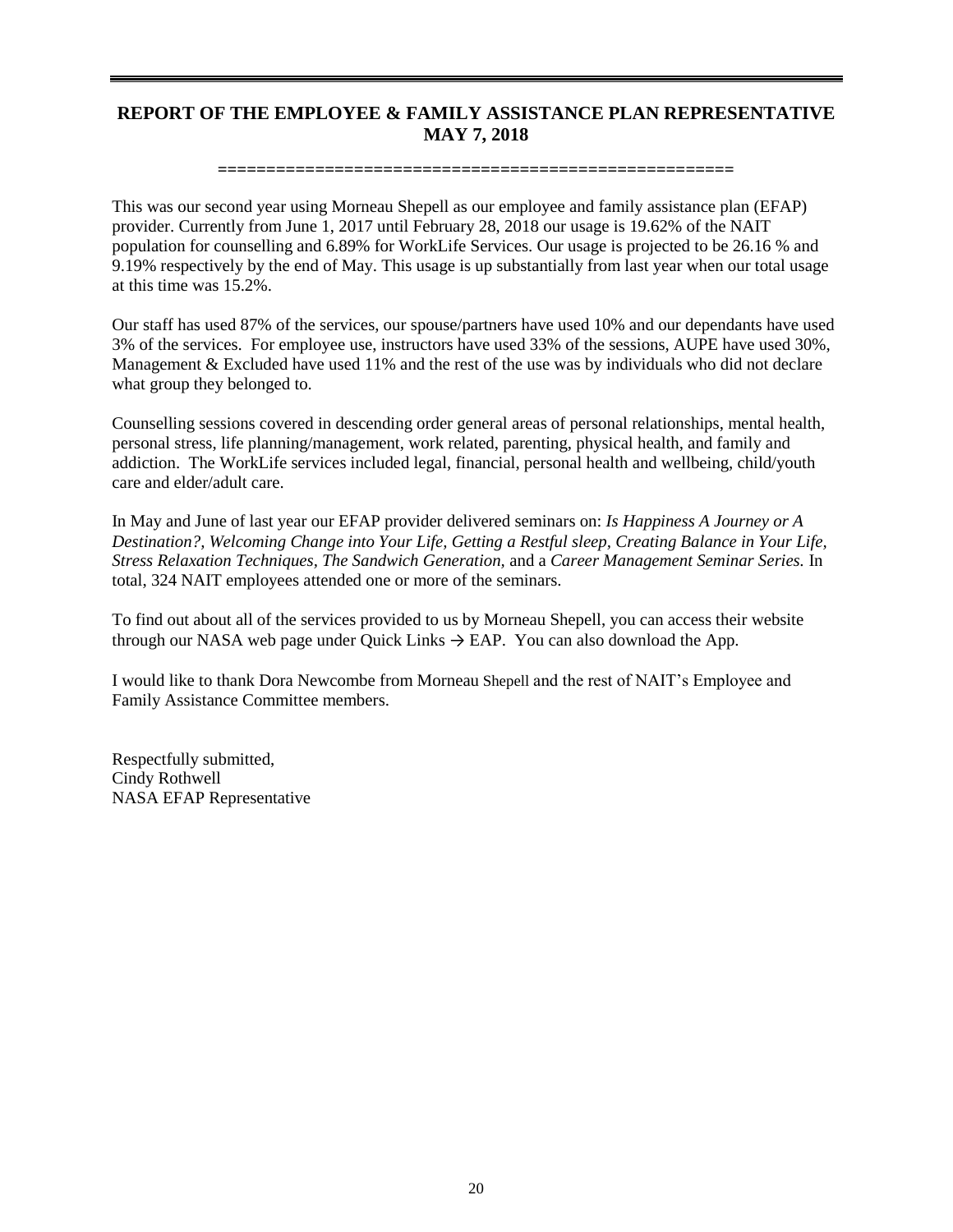## REPORT OF THE EMPLOYEE & FAMILY ASSISTANCE PLAN REPRESENTATIVE MAY 7, 2018

======================================================

This was our second year using Morneau Shepell as our employee and family assistance plan (EFAP) provider. Currently from June 1, 2017 until February 28, 2018 our usage is 19.62% of the NAIT population for counselling and 6.89% for WorkLife Services. Our usage is projected to be 26.16 % and 9.19% respectively by the end of May. This usage is up substantially from last year when our total usage at this time was 15.2%.

Our staff has used 87% of the services, our spouse/partners have used 10% and our dependants have used 3% of the services. For employee use, instructors have used 33% of the sessions, AUPE have used 30%, Management & Excluded have used 11% and the rest of the use was by individuals who did not declare what group they belonged to.

Counselling sessions covered in descending order general areas of personal relationships, mental health, personal stress, life planning/management, work related, parenting, physical health, and family and addiction. The WorkLife services included legal, financial, personal health and wellbeing, child/youth care and elder/adult care.

In May and June of last year our EFAP provider delivered seminars on: *Is Happiness A Journey or A Destination?, Welcoming Change into Your Life, Getting a Restful sleep, Creating Balance in Your Life, Stress Relaxation Techniques, The Sandwich Generation,* and a *Career Management Seminar Series.* In total, 324 NAIT employees attended one or more of the seminars.

To find out about all of the services provided to us by Morneau Shepell, you can access their website through our NASA web page under Quick Links → EAP. You can also download the App.

I would like to thank Dora Newcombe from Morneau Shepell and the rest of NAIT's Employee and Family Assistance Committee members.

Respectfully submitted,
Cindy Rothwell
NASA EFAP Representative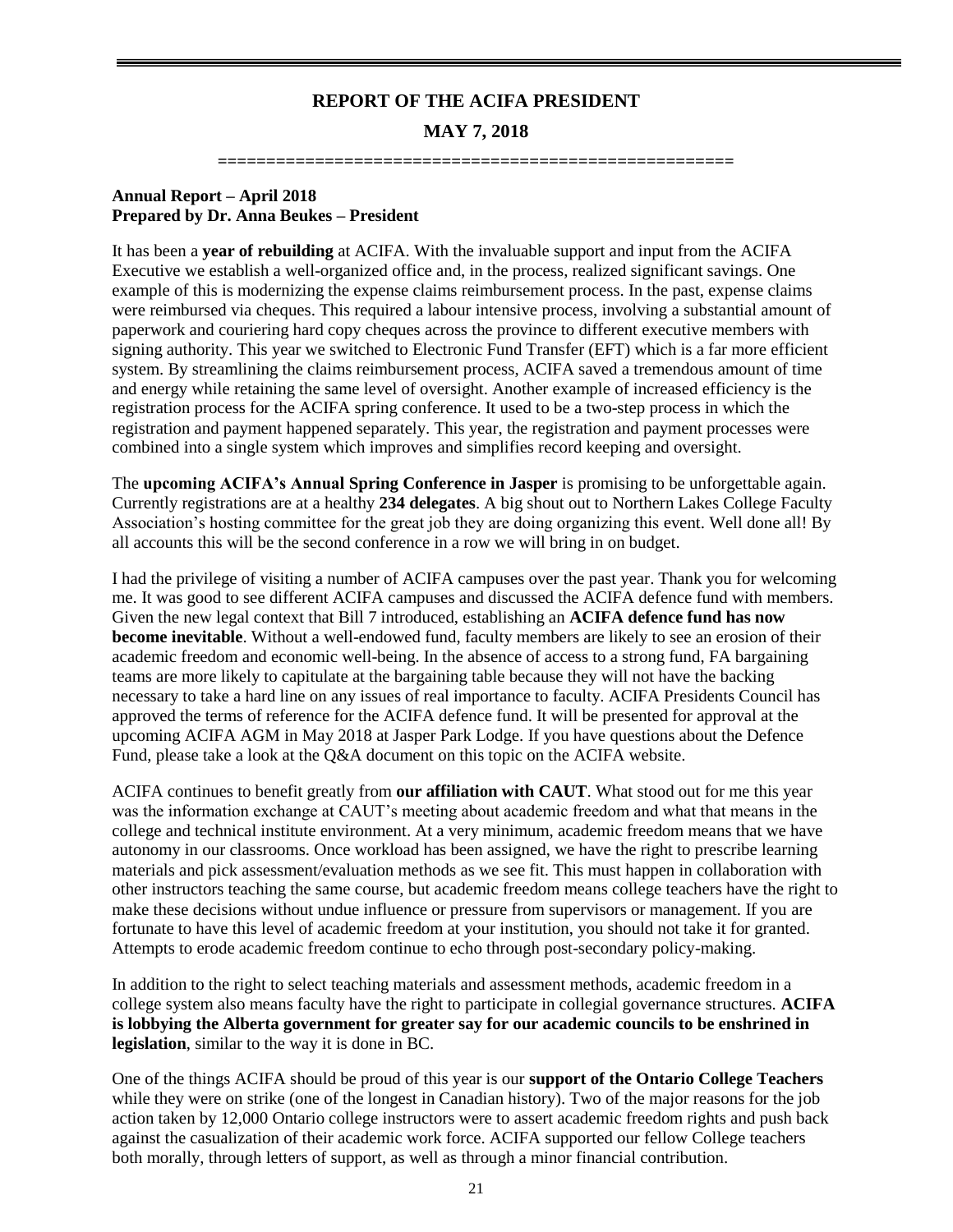## REPORT OF THE ACIFA PRESIDENT

## MAY 7, 2018

====================================================

**Annual Report – April 2018**
**Prepared by Dr. Anna Beukes – President**

It has been a **year of rebuilding** at ACIFA. With the invaluable support and input from the ACIFA Executive we establish a well-organized office and, in the process, realized significant savings. One example of this is modernizing the expense claims reimbursement process. In the past, expense claims were reimbursed via cheques. This required a labour intensive process, involving a substantial amount of paperwork and couriering hard copy cheques across the province to different executive members with signing authority. This year we switched to Electronic Fund Transfer (EFT) which is a far more efficient system. By streamlining the claims reimbursement process, ACIFA saved a tremendous amount of time and energy while retaining the same level of oversight. Another example of increased efficiency is the registration process for the ACIFA spring conference. It used to be a two-step process in which the registration and payment happened separately. This year, the registration and payment processes were combined into a single system which improves and simplifies record keeping and oversight.

The **upcoming ACIFA's Annual Spring Conference in Jasper** is promising to be unforgettable again. Currently registrations are at a healthy **234 delegates**. A big shout out to Northern Lakes College Faculty Association's hosting committee for the great job they are doing organizing this event. Well done all! By all accounts this will be the second conference in a row we will bring in on budget.

I had the privilege of visiting a number of ACIFA campuses over the past year. Thank you for welcoming me. It was good to see different ACIFA campuses and discussed the ACIFA defence fund with members. Given the new legal context that Bill 7 introduced, establishing an **ACIFA defence fund has now become inevitable**. Without a well-endowed fund, faculty members are likely to see an erosion of their academic freedom and economic well-being. In the absence of access to a strong fund, FA bargaining teams are more likely to capitulate at the bargaining table because they will not have the backing necessary to take a hard line on any issues of real importance to faculty. ACIFA Presidents Council has approved the terms of reference for the ACIFA defence fund. It will be presented for approval at the upcoming ACIFA AGM in May 2018 at Jasper Park Lodge. If you have questions about the Defence Fund, please take a look at the Q&A document on this topic on the ACIFA website.

ACIFA continues to benefit greatly from **our affiliation with CAUT**. What stood out for me this year was the information exchange at CAUT's meeting about academic freedom and what that means in the college and technical institute environment. At a very minimum, academic freedom means that we have autonomy in our classrooms. Once workload has been assigned, we have the right to prescribe learning materials and pick assessment/evaluation methods as we see fit. This must happen in collaboration with other instructors teaching the same course, but academic freedom means college teachers have the right to make these decisions without undue influence or pressure from supervisors or management. If you are fortunate to have this level of academic freedom at your institution, you should not take it for granted. Attempts to erode academic freedom continue to echo through post-secondary policy-making.

In addition to the right to select teaching materials and assessment methods, academic freedom in a college system also means faculty have the right to participate in collegial governance structures. **ACIFA is lobbying the Alberta government for greater say for our academic councils to be enshrined in legislation**, similar to the way it is done in BC.

One of the things ACIFA should be proud of this year is our **support of the Ontario College Teachers** while they were on strike (one of the longest in Canadian history). Two of the major reasons for the job action taken by 12,000 Ontario college instructors were to assert academic freedom rights and push back against the casualization of their academic work force. ACIFA supported our fellow College teachers both morally, through letters of support, as well as through a minor financial contribution.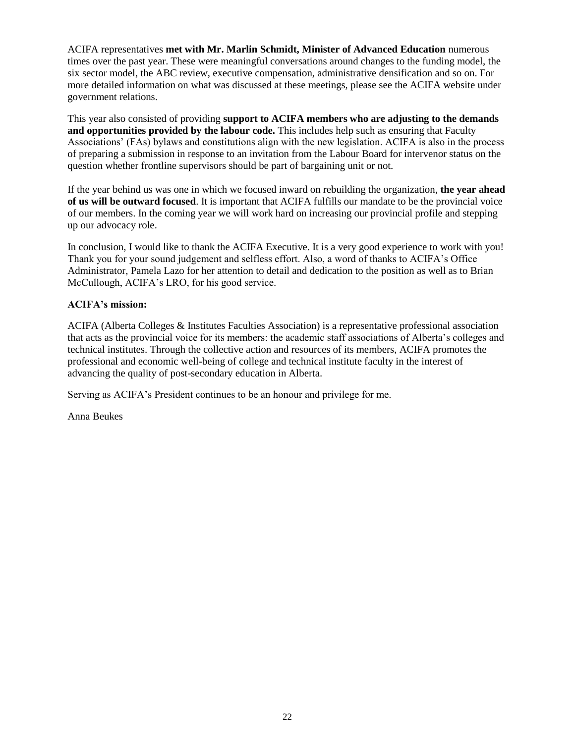ACIFA representatives **met with Mr. Marlin Schmidt, Minister of Advanced Education** numerous times over the past year. These were meaningful conversations around changes to the funding model, the six sector model, the ABC review, executive compensation, administrative densification and so on. For more detailed information on what was discussed at these meetings, please see the ACIFA website under government relations.

This year also consisted of providing **support to ACIFA members who are adjusting to the demands and opportunities provided by the labour code.** This includes help such as ensuring that Faculty Associations' (FAs) bylaws and constitutions align with the new legislation. ACIFA is also in the process of preparing a submission in response to an invitation from the Labour Board for intervenor status on the question whether frontline supervisors should be part of bargaining unit or not.

If the year behind us was one in which we focused inward on rebuilding the organization, **the year ahead of us will be outward focused**. It is important that ACIFA fulfills our mandate to be the provincial voice of our members. In the coming year we will work hard on increasing our provincial profile and stepping up our advocacy role.

In conclusion, I would like to thank the ACIFA Executive. It is a very good experience to work with you! Thank you for your sound judgement and selfless effort. Also, a word of thanks to ACIFA's Office Administrator, Pamela Lazo for her attention to detail and dedication to the position as well as to Brian McCullough, ACIFA's LRO, for his good service.

**ACIFA's mission:**

ACIFA (Alberta Colleges & Institutes Faculties Association) is a representative professional association that acts as the provincial voice for its members: the academic staff associations of Alberta's colleges and technical institutes. Through the collective action and resources of its members, ACIFA promotes the professional and economic well-being of college and technical institute faculty in the interest of advancing the quality of post-secondary education in Alberta.

Serving as ACIFA's President continues to be an honour and privilege for me.

Anna Beukes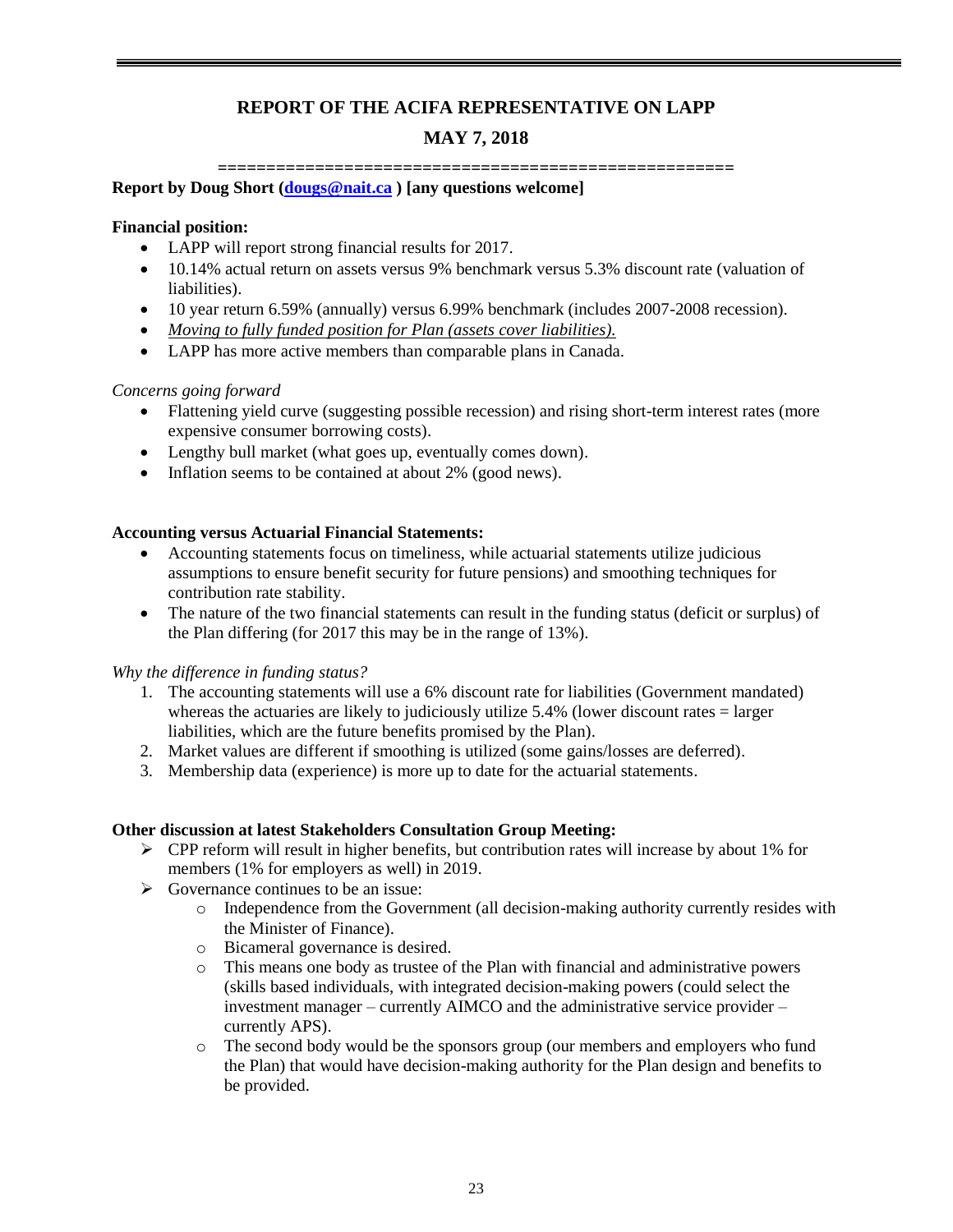## REPORT OF THE ACIFA REPRESENTATIVE ON LAPP

## MAY 7, 2018

====================================================

**Report by Doug Short (dougs@nait.ca ) [any questions welcome]**

**Financial position:**

- LAPP will report strong financial results for 2017.
- 10.14% actual return on assets versus 9% benchmark versus 5.3% discount rate (valuation of liabilities).
- 10 year return 6.59% (annually) versus 6.99% benchmark (includes 2007-2008 recession).
- <u>*Moving to fully funded position for Plan (assets cover liabilities).*</u>
- LAPP has more active members than comparable plans in Canada.

*Concerns going forward*

- Flattening yield curve (suggesting possible recession) and rising short-term interest rates (more expensive consumer borrowing costs).
- Lengthy bull market (what goes up, eventually comes down).
- Inflation seems to be contained at about 2% (good news).

**Accounting versus Actuarial Financial Statements:**

- Accounting statements focus on timeliness, while actuarial statements utilize judicious assumptions to ensure benefit security for future pensions) and smoothing techniques for contribution rate stability.
- The nature of the two financial statements can result in the funding status (deficit or surplus) of the Plan differing (for 2017 this may be in the range of 13%).

*Why the difference in funding status?*

1. The accounting statements will use a 6% discount rate for liabilities (Government mandated) whereas the actuaries are likely to judiciously utilize 5.4% (lower discount rates = larger liabilities, which are the future benefits promised by the Plan).
2. Market values are different if smoothing is utilized (some gains/losses are deferred).
3. Membership data (experience) is more up to date for the actuarial statements.

**Other discussion at latest Stakeholders Consultation Group Meeting:**

- CPP reform will result in higher benefits, but contribution rates will increase by about 1% for members (1% for employers as well) in 2019.
- Governance continues to be an issue:
  - Independence from the Government (all decision-making authority currently resides with the Minister of Finance).
  - Bicameral governance is desired.
  - This means one body as trustee of the Plan with financial and administrative powers (skills based individuals, with integrated decision-making powers (could select the investment manager – currently AIMCO and the administrative service provider – currently APS).
  - The second body would be the sponsors group (our members and employers who fund the Plan) that would have decision-making authority for the Plan design and benefits to be provided.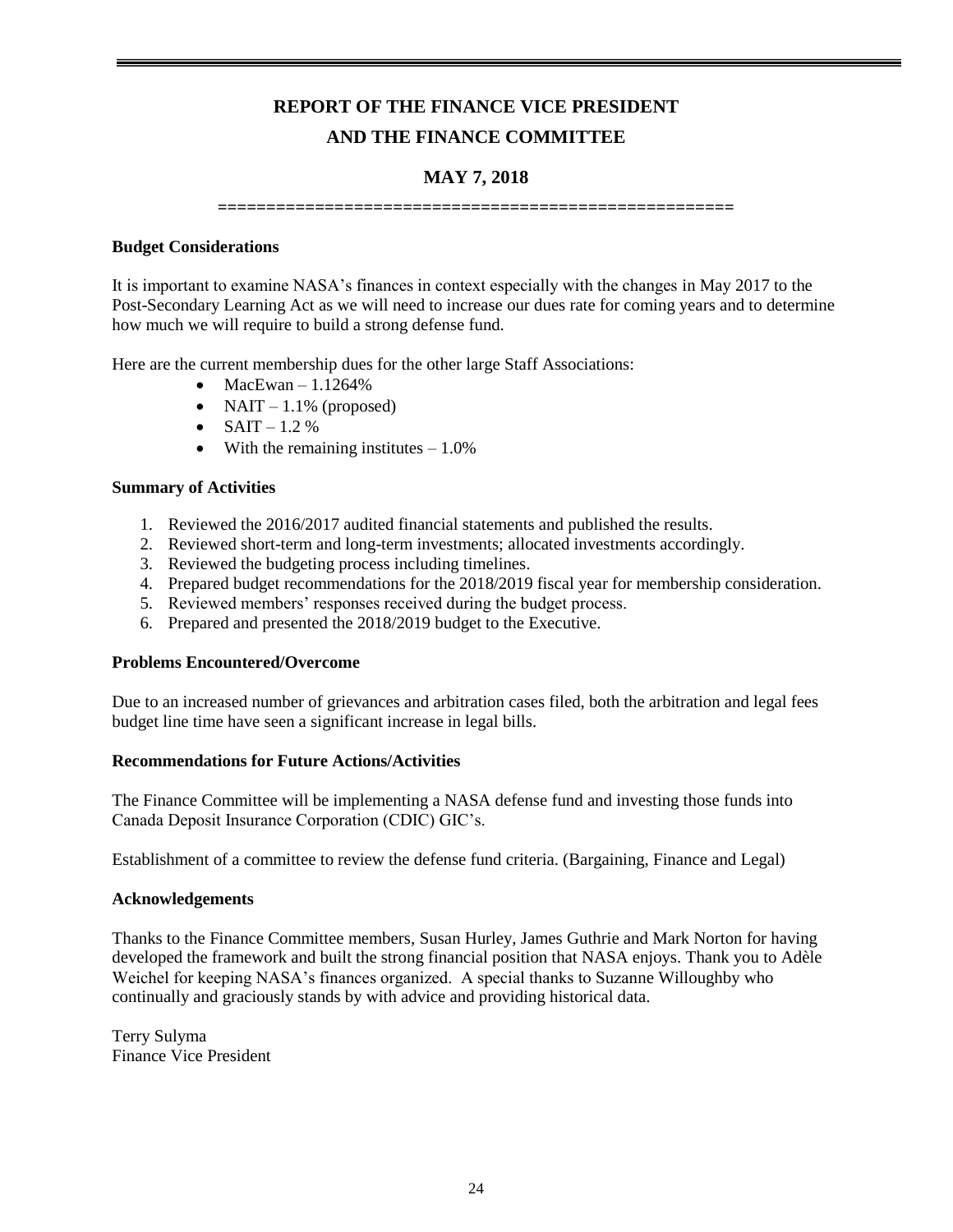# REPORT OF THE FINANCE VICE PRESIDENT

# AND THE FINANCE COMMITTEE

## MAY 7, 2018

==================================================

**Budget Considerations**

It is important to examine NASA's finances in context especially with the changes in May 2017 to the Post-Secondary Learning Act as we will need to increase our dues rate for coming years and to determine how much we will require to build a strong defense fund.

Here are the current membership dues for the other large Staff Associations:

- MacEwan – 1.1264%
- NAIT – 1.1% (proposed)
- SAIT – 1.2 %
- With the remaining institutes – 1.0%

**Summary of Activities**

1. Reviewed the 2016/2017 audited financial statements and published the results.
2. Reviewed short-term and long-term investments; allocated investments accordingly.
3. Reviewed the budgeting process including timelines.
4. Prepared budget recommendations for the 2018/2019 fiscal year for membership consideration.
5. Reviewed members' responses received during the budget process.
6. Prepared and presented the 2018/2019 budget to the Executive.

**Problems Encountered/Overcome**

Due to an increased number of grievances and arbitration cases filed, both the arbitration and legal fees budget line time have seen a significant increase in legal bills.

**Recommendations for Future Actions/Activities**

The Finance Committee will be implementing a NASA defense fund and investing those funds into Canada Deposit Insurance Corporation (CDIC) GIC's.

Establishment of a committee to review the defense fund criteria. (Bargaining, Finance and Legal)

**Acknowledgements**

Thanks to the Finance Committee members, Susan Hurley, James Guthrie and Mark Norton for having developed the framework and built the strong financial position that NASA enjoys. Thank you to Adèle Weichel for keeping NASA's finances organized. A special thanks to Suzanne Willoughby who continually and graciously stands by with advice and providing historical data.

Terry Sulyma
Finance Vice President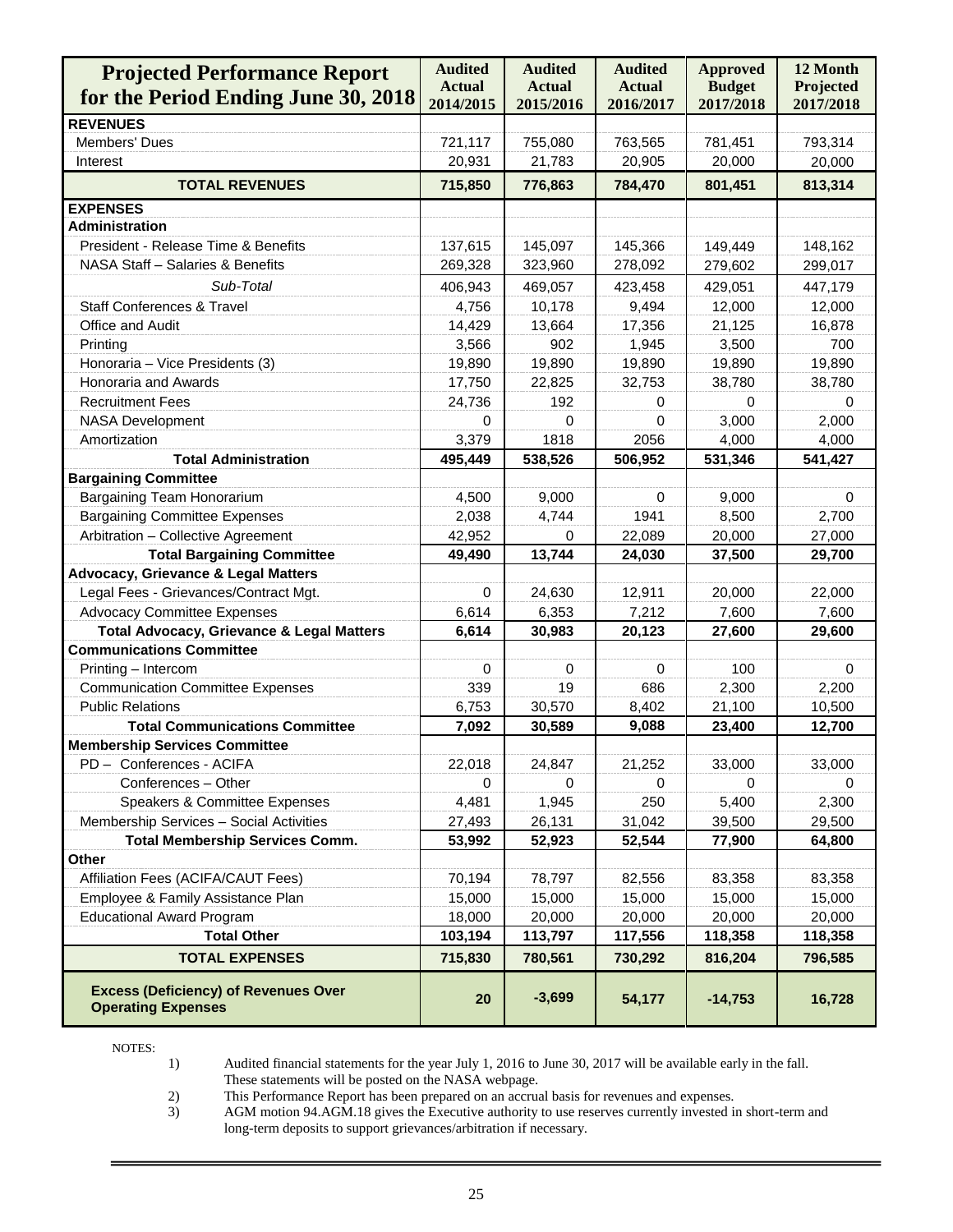| Projected Performance Report for the Period Ending June 30, 2018 | Audited Actual 2014/2015 | Audited Actual 2015/2016 | Audited Actual 2016/2017 | Approved Budget 2017/2018 | 12 Month Projected 2017/2018 |
|---|---|---|---|---|---|
| **REVENUES** | | | | | |
| Members' Dues | 721,117 | 755,080 | 763,565 | 781,451 | 793,314 |
| Interest | 20,931 | 21,783 | 20,905 | 20,000 | 20,000 |
| **TOTAL REVENUES** | **715,850** | **776,863** | **784,470** | **801,451** | **813,314** |
| **EXPENSES** | | | | | |
| **Administration** | | | | | |
| President - Release Time & Benefits | 137,615 | 145,097 | 145,366 | 149,449 | 148,162 |
| NASA Staff – Salaries & Benefits | 269,328 | 323,960 | 278,092 | 279,602 | 299,017 |
| *Sub-Total* | 406,943 | 469,057 | 423,458 | 429,051 | 447,179 |
| Staff Conferences & Travel | 4,756 | 10,178 | 9,494 | 12,000 | 12,000 |
| Office and Audit | 14,429 | 13,664 | 17,356 | 21,125 | 16,878 |
| Printing | 3,566 | 902 | 1,945 | 3,500 | 700 |
| Honoraria – Vice Presidents (3) | 19,890 | 19,890 | 19,890 | 19,890 | 19,890 |
| Honoraria and Awards | 17,750 | 22,825 | 32,753 | 38,780 | 38,780 |
| Recruitment Fees | 24,736 | 192 | 0 | 0 | 0 |
| NASA Development | 0 | 0 | 0 | 3,000 | 2,000 |
| Amortization | 3,379 | 1818 | 2056 | 4,000 | 4,000 |
| **Total Administration** | **495,449** | **538,526** | **506,952** | **531,346** | **541,427** |
| **Bargaining Committee** | | | | | |
| Bargaining Team Honorarium | 4,500 | 9,000 | 0 | 9,000 | 0 |
| Bargaining Committee Expenses | 2,038 | 4,744 | 1941 | 8,500 | 2,700 |
| Arbitration – Collective Agreement | 42,952 | 0 | 22,089 | 20,000 | 27,000 |
| **Total Bargaining Committee** | **49,490** | **13,744** | **24,030** | **37,500** | **29,700** |
| **Advocacy, Grievance & Legal Matters** | | | | | |
| Legal Fees - Grievances/Contract Mgt. | 0 | 24,630 | 12,911 | 20,000 | 22,000 |
| Advocacy Committee Expenses | 6,614 | 6,353 | 7,212 | 7,600 | 7,600 |
| **Total Advocacy, Grievance & Legal Matters** | **6,614** | **30,983** | **20,123** | **27,600** | **29,600** |
| **Communications Committee** | | | | | |
| Printing – Intercom | 0 | 0 | 0 | 100 | 0 |
| Communication Committee Expenses | 339 | 19 | 686 | 2,300 | 2,200 |
| Public Relations | 6,753 | 30,570 | 8,402 | 21,100 | 10,500 |
| **Total Communications Committee** | **7,092** | **30,589** | **9,088** | **23,400** | **12,700** |
| **Membership Services Committee** | | | | | |
| PD – Conferences - ACIFA | 22,018 | 24,847 | 21,252 | 33,000 | 33,000 |
| Conferences – Other | 0 | 0 | 0 | 0 | 0 |
| Speakers & Committee Expenses | 4,481 | 1,945 | 250 | 5,400 | 2,300 |
| Membership Services – Social Activities | 27,493 | 26,131 | 31,042 | 39,500 | 29,500 |
| **Total Membership Services Comm.** | **53,992** | **52,923** | **52,544** | **77,900** | **64,800** |
| **Other** | | | | | |
| Affiliation Fees (ACIFA/CAUT Fees) | 70,194 | 78,797 | 82,556 | 83,358 | 83,358 |
| Employee & Family Assistance Plan | 15,000 | 15,000 | 15,000 | 15,000 | 15,000 |
| Educational Award Program | 18,000 | 20,000 | 20,000 | 20,000 | 20,000 |
| **Total Other** | **103,194** | **113,797** | **117,556** | **118,358** | **118,358** |
| **TOTAL EXPENSES** | **715,830** | **780,561** | **730,292** | **816,204** | **796,585** |
| **Excess (Deficiency) of Revenues Over Operating Expenses** | **20** | **-3,699** | **54,177** | **-14,753** | **16,728** |

NOTES:

1) Audited financial statements for the year July 1, 2016 to June 30, 2017 will be available early in the fall. These statements will be posted on the NASA webpage.
2) This Performance Report has been prepared on an accrual basis for revenues and expenses.
3) AGM motion 94.AGM.18 gives the Executive authority to use reserves currently invested in short-term and long-term deposits to support grievances/arbitration if necessary.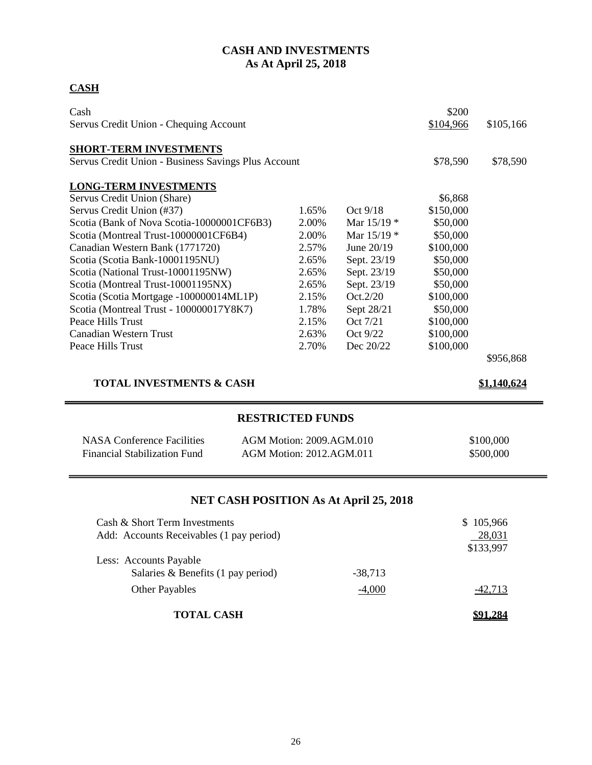## CASH AND INVESTMENTS
## As At April 25, 2018

### CASH

| | | | | |
|---|---|---|---|---|
| Cash | | | $200 | |
| Servus Credit Union - Chequing Account | | | $104,966 | $105,166 |

### SHORT-TERM INVESTMENTS

| | | | | |
|---|---|---|---|---|
| Servus Credit Union - Business Savings Plus Account | | | $78,590 | $78,590 |

### LONG-TERM INVESTMENTS

| | | | | |
|---|---|---|---|---|
| Servus Credit Union (Share) | | | $6,868 | |
| Servus Credit Union (#37) | 1.65% | Oct 9/18 | $150,000 | |
| Scotia (Bank of Nova Scotia-10000001CF6B3) | 2.00% | Mar 15/19 * | $50,000 | |
| Scotia (Montreal Trust-10000001CF6B4) | 2.00% | Mar 15/19 * | $50,000 | |
| Canadian Western Bank (1771720) | 2.57% | June 20/19 | $100,000 | |
| Scotia (Scotia Bank-10001195NU) | 2.65% | Sept. 23/19 | $50,000 | |
| Scotia (National Trust-10001195NW) | 2.65% | Sept. 23/19 | $50,000 | |
| Scotia (Montreal Trust-10001195NX) | 2.65% | Sept. 23/19 | $50,000 | |
| Scotia (Scotia Mortgage -100000014ML1P) | 2.15% | Oct.2/20 | $100,000 | |
| Scotia (Montreal Trust - 100000017Y8K7) | 1.78% | Sept 28/21 | $50,000 | |
| Peace Hills Trust | 2.15% | Oct 7/21 | $100,000 | |
| Canadian Western Trust | 2.63% | Oct 9/22 | $100,000 | |
| Peace Hills Trust | 2.70% | Dec 20/22 | $100,000 | |
| | | | | $956,868 |

**TOTAL INVESTMENTS & CASH** **$1,140,624**

---

### RESTRICTED FUNDS

| | | |
|---|---|---|
| NASA Conference Facilities | AGM Motion: 2009.AGM.010 | $100,000 |
| Financial Stabilization Fund | AGM Motion: 2012.AGM.011 | $500,000 |

---

### NET CASH POSITION As At April 25, 2018

| | | |
|---|---|---|
| Cash & Short Term Investments | | $ 105,966 |
| Add: Accounts Receivables (1 pay period) | | 28,031 |
| | | $133,997 |
| Less: Accounts Payable | | |
| Salaries & Benefits (1 pay period) | -38,713 | |
| Other Payables | -4,000 | -42,713 |
| **TOTAL CASH** | | **$91,284** |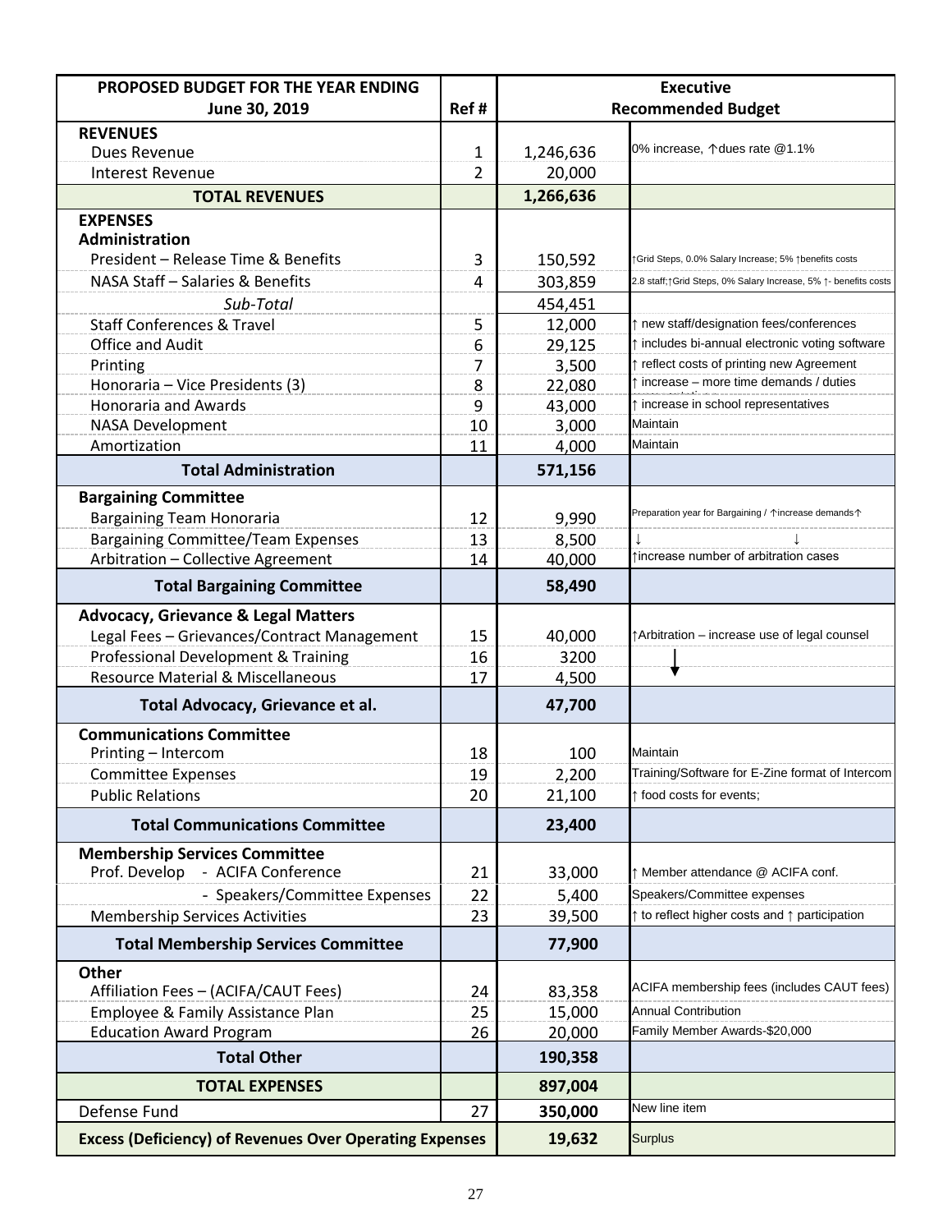| PROPOSED BUDGET FOR THE YEAR ENDING June 30, 2019 | Ref # | Executive Recommended Budget | |
|---|---|---|---|
| **REVENUES** | | | |
| Dues Revenue | 1 | 1,246,636 | 0% increase, ↑dues rate @1.1% |
| Interest Revenue | 2 | 20,000 | |
| **TOTAL REVENUES** | | **1,266,636** | |
| **EXPENSES** | | | |
| **Administration** | | | |
| President – Release Time & Benefits | 3 | 150,592 | ↑Grid Steps, 0.0% Salary Increase; 5% ↑benefits costs |
| NASA Staff – Salaries & Benefits | 4 | 303,859 | 2.8 staff;↑Grid Steps, 0% Salary Increase, 5% ↑- benefits costs |
| *Sub-Total* | | 454,451 | |
| Staff Conferences & Travel | 5 | 12,000 | ↑ new staff/designation fees/conferences |
| Office and Audit | 6 | 29,125 | ↑ includes bi-annual electronic voting software |
| Printing | 7 | 3,500 | ↑ reflect costs of printing new Agreement |
| Honoraria – Vice Presidents (3) | 8 | 22,080 | ↑ increase – more time demands / duties |
| Honoraria and Awards | 9 | 43,000 | ↑ increase in school representatives |
| NASA Development | 10 | 3,000 | Maintain |
| Amortization | 11 | 4,000 | Maintain |
| **Total Administration** | | **571,156** | |
| **Bargaining Committee** | | | |
| Bargaining Team Honoraria | 12 | 9,990 | Preparation year for Bargaining / ↑increase demands↑ |
| Bargaining Committee/Team Expenses | 13 | 8,500 | ↓ ↓ |
| Arbitration – Collective Agreement | 14 | 40,000 | ↑increase number of arbitration cases |
| **Total Bargaining Committee** | | **58,490** | |
| **Advocacy, Grievance & Legal Matters** | | | |
| Legal Fees – Grievances/Contract Management | 15 | 40,000 | ↑Arbitration – increase use of legal counsel |
| Professional Development & Training | 16 | 3200 | ↓ |
| Resource Material & Miscellaneous | 17 | 4,500 | |
| **Total Advocacy, Grievance et al.** | | **47,700** | |
| **Communications Committee** | | | |
| Printing – Intercom | 18 | 100 | Maintain |
| Committee Expenses | 19 | 2,200 | Training/Software for E-Zine format of Intercom |
| Public Relations | 20 | 21,100 | ↑ food costs for events; |
| **Total Communications Committee** | | **23,400** | |
| **Membership Services Committee** | | | |
| Prof. Develop - ACIFA Conference | 21 | 33,000 | ↑ Member attendance @ ACIFA conf. |
| - Speakers/Committee Expenses | 22 | 5,400 | Speakers/Committee expenses |
| Membership Services Activities | 23 | 39,500 | ↑ to reflect higher costs and ↑ participation |
| **Total Membership Services Committee** | | **77,900** | |
| **Other** | | | |
| Affiliation Fees – (ACIFA/CAUT Fees) | 24 | 83,358 | ACIFA membership fees (includes CAUT fees) |
| Employee & Family Assistance Plan | 25 | 15,000 | Annual Contribution |
| Education Award Program | 26 | 20,000 | Family Member Awards-$20,000 |
| **Total Other** | | **190,358** | |
| **TOTAL EXPENSES** | | **897,004** | |
| Defense Fund | 27 | **350,000** | New line item |
| **Excess (Deficiency) of Revenues Over Operating Expenses** | | **19,632** | Surplus |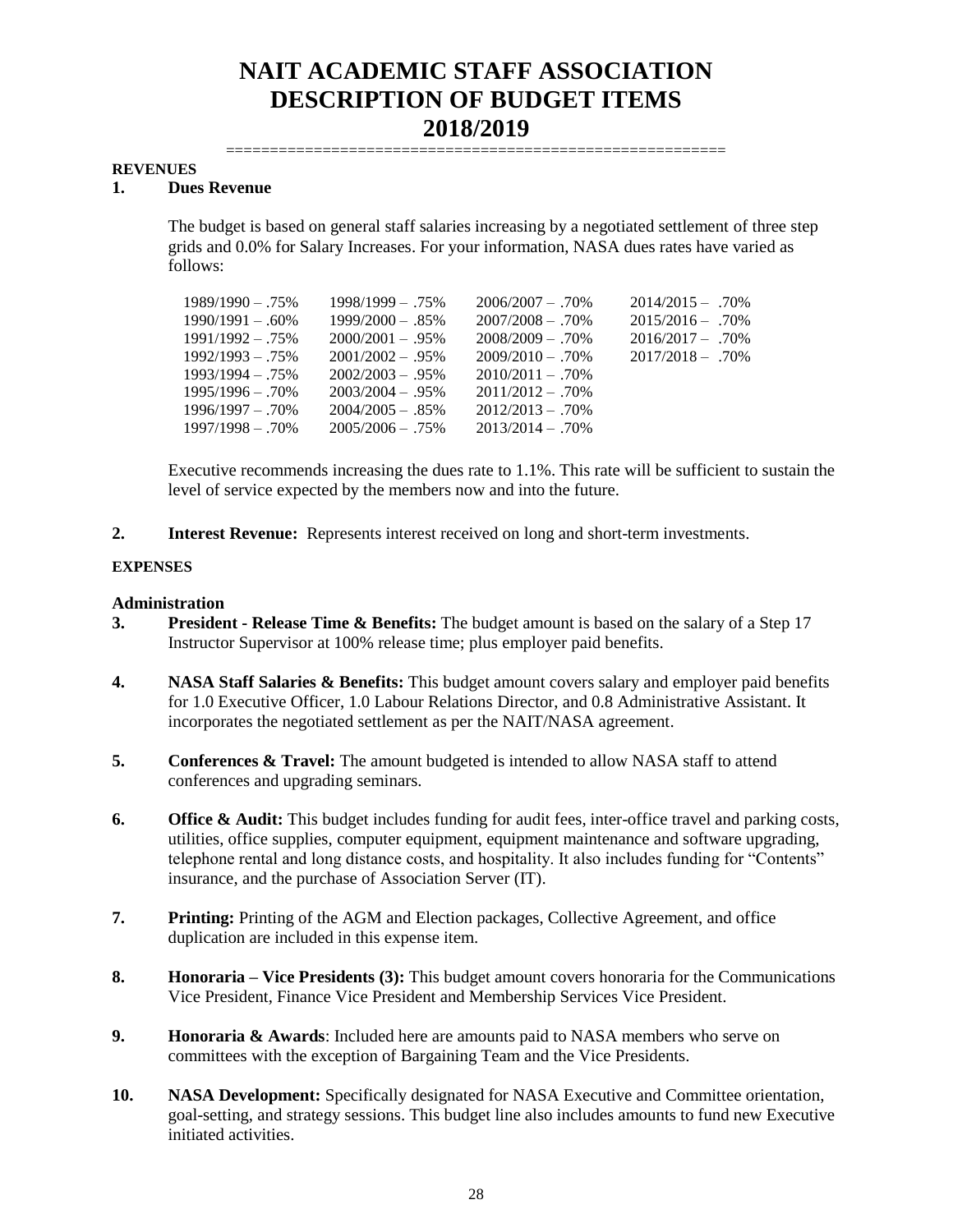# NAIT ACADEMIC STAFF ASSOCIATION
# DESCRIPTION OF BUDGET ITEMS
# 2018/2019

**REVENUES**

**1. Dues Revenue**

The budget is based on general staff salaries increasing by a negotiated settlement of three step grids and 0.0% for Salary Increases. For your information, NASA dues rates have varied as follows:

| | | | |
|---|---|---|---|
| 1989/1990 – .75% | 1998/1999 – .75% | 2006/2007 – .70% | 2014/2015 – .70% |
| 1990/1991 – .60% | 1999/2000 – .85% | 2007/2008 – .70% | 2015/2016 – .70% |
| 1991/1992 – .75% | 2000/2001 – .95% | 2008/2009 – .70% | 2016/2017 – .70% |
| 1992/1993 – .75% | 2001/2002 – .95% | 2009/2010 – .70% | 2017/2018 – .70% |
| 1993/1994 – .75% | 2002/2003 – .95% | 2010/2011 – .70% | |
| 1995/1996 – .70% | 2003/2004 – .95% | 2011/2012 – .70% | |
| 1996/1997 – .70% | 2004/2005 – .85% | 2012/2013 – .70% | |
| 1997/1998 – .70% | 2005/2006 – .75% | 2013/2014 – .70% | |

Executive recommends increasing the dues rate to 1.1%. This rate will be sufficient to sustain the level of service expected by the members now and into the future.

**2. Interest Revenue:** Represents interest received on long and short-term investments.

**EXPENSES**

**Administration**

**3. President - Release Time & Benefits:** The budget amount is based on the salary of a Step 17 Instructor Supervisor at 100% release time; plus employer paid benefits.

**4. NASA Staff Salaries & Benefits:** This budget amount covers salary and employer paid benefits for 1.0 Executive Officer, 1.0 Labour Relations Director, and 0.8 Administrative Assistant. It incorporates the negotiated settlement as per the NAIT/NASA agreement.

**5. Conferences & Travel:** The amount budgeted is intended to allow NASA staff to attend conferences and upgrading seminars.

**6. Office & Audit:** This budget includes funding for audit fees, inter-office travel and parking costs, utilities, office supplies, computer equipment, equipment maintenance and software upgrading, telephone rental and long distance costs, and hospitality. It also includes funding for "Contents" insurance, and the purchase of Association Server (IT).

**7. Printing:** Printing of the AGM and Election packages, Collective Agreement, and office duplication are included in this expense item.

**8. Honoraria – Vice Presidents (3):** This budget amount covers honoraria for the Communications Vice President, Finance Vice President and Membership Services Vice President.

**9. Honoraria & Awards**: Included here are amounts paid to NASA members who serve on committees with the exception of Bargaining Team and the Vice Presidents.

**10. NASA Development:** Specifically designated for NASA Executive and Committee orientation, goal-setting, and strategy sessions. This budget line also includes amounts to fund new Executive initiated activities.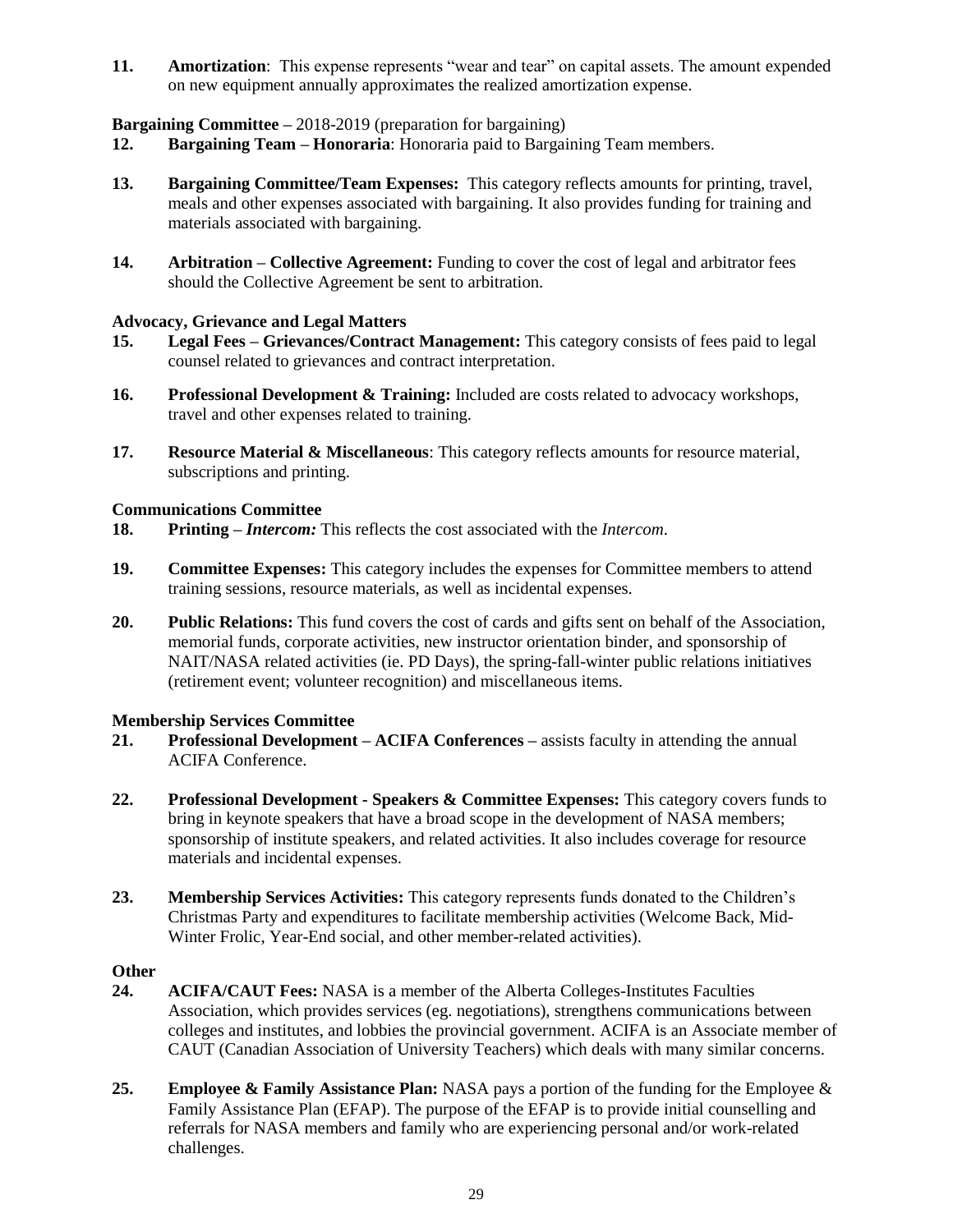**11.** **Amortization**: This expense represents "wear and tear" on capital assets. The amount expended on new equipment annually approximates the realized amortization expense.

**Bargaining Committee** – 2018-2019 (preparation for bargaining)

**12.** **Bargaining Team – Honoraria**: Honoraria paid to Bargaining Team members.

**13.** **Bargaining Committee/Team Expenses:** This category reflects amounts for printing, travel, meals and other expenses associated with bargaining. It also provides funding for training and materials associated with bargaining.

**14.** **Arbitration – Collective Agreement:** Funding to cover the cost of legal and arbitrator fees should the Collective Agreement be sent to arbitration.

**Advocacy, Grievance and Legal Matters**

**15.** **Legal Fees – Grievances/Contract Management:** This category consists of fees paid to legal counsel related to grievances and contract interpretation.

**16.** **Professional Development & Training:** Included are costs related to advocacy workshops, travel and other expenses related to training.

**17.** **Resource Material & Miscellaneous**: This category reflects amounts for resource material, subscriptions and printing.

**Communications Committee**

**18.** **Printing –** ***Intercom:*** This reflects the cost associated with the *Intercom*.

**19.** **Committee Expenses:** This category includes the expenses for Committee members to attend training sessions, resource materials, as well as incidental expenses.

**20.** **Public Relations:** This fund covers the cost of cards and gifts sent on behalf of the Association, memorial funds, corporate activities, new instructor orientation binder, and sponsorship of NAIT/NASA related activities (ie. PD Days), the spring-fall-winter public relations initiatives (retirement event; volunteer recognition) and miscellaneous items.

**Membership Services Committee**

**21.** **Professional Development – ACIFA Conferences –** assists faculty in attending the annual ACIFA Conference.

**22.** **Professional Development - Speakers & Committee Expenses:** This category covers funds to bring in keynote speakers that have a broad scope in the development of NASA members; sponsorship of institute speakers, and related activities. It also includes coverage for resource materials and incidental expenses.

**23.** **Membership Services Activities:** This category represents funds donated to the Children's Christmas Party and expenditures to facilitate membership activities (Welcome Back, Mid-Winter Frolic, Year-End social, and other member-related activities).

**Other**

**24.** **ACIFA/CAUT Fees:** NASA is a member of the Alberta Colleges-Institutes Faculties Association, which provides services (eg. negotiations), strengthens communications between colleges and institutes, and lobbies the provincial government. ACIFA is an Associate member of CAUT (Canadian Association of University Teachers) which deals with many similar concerns.

**25.** **Employee & Family Assistance Plan:** NASA pays a portion of the funding for the Employee & Family Assistance Plan (EFAP). The purpose of the EFAP is to provide initial counselling and referrals for NASA members and family who are experiencing personal and/or work-related challenges.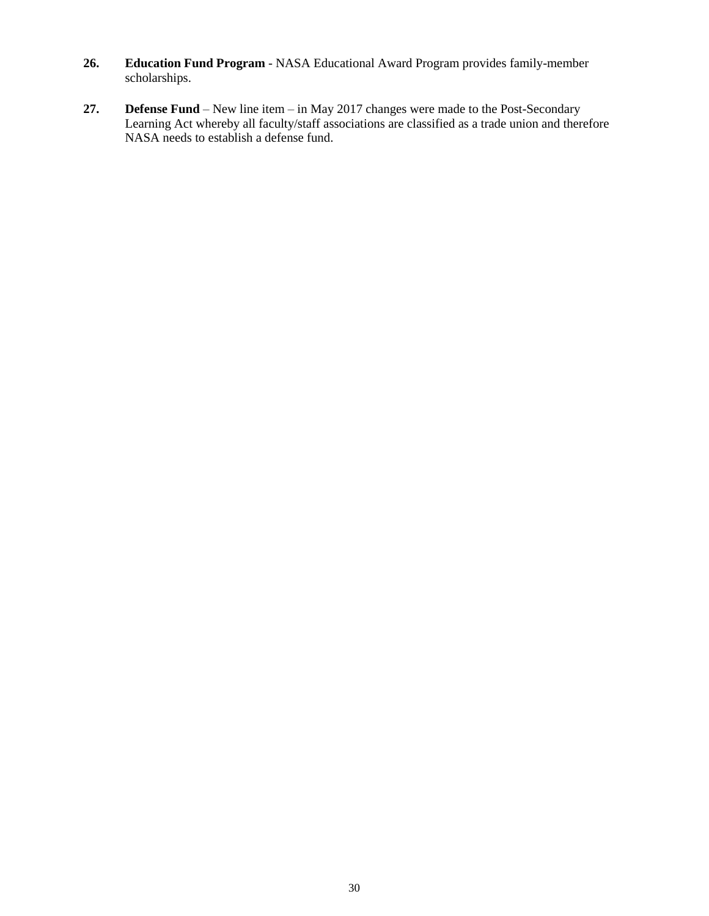**26.** **Education Fund Program** - NASA Educational Award Program provides family-member scholarships.

**27.** **Defense Fund** – New line item – in May 2017 changes were made to the Post-Secondary Learning Act whereby all faculty/staff associations are classified as a trade union and therefore NASA needs to establish a defense fund.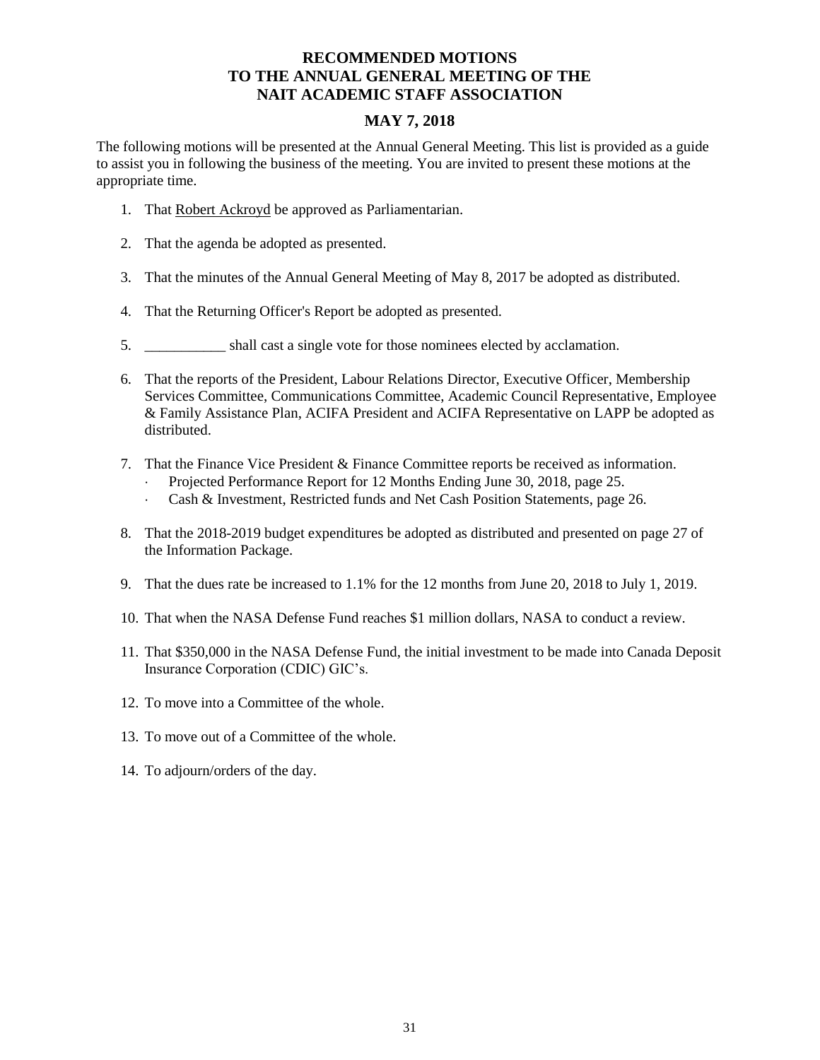# RECOMMENDED MOTIONS TO THE ANNUAL GENERAL MEETING OF THE NAIT ACADEMIC STAFF ASSOCIATION

## MAY 7, 2018

The following motions will be presented at the Annual General Meeting. This list is provided as a guide to assist you in following the business of the meeting. You are invited to present these motions at the appropriate time.

1. That Robert Ackroyd be approved as Parliamentarian.
2. That the agenda be adopted as presented.
3. That the minutes of the Annual General Meeting of May 8, 2017 be adopted as distributed.
4. That the Returning Officer's Report be adopted as presented.
5. ___________ shall cast a single vote for those nominees elected by acclamation.
6. That the reports of the President, Labour Relations Director, Executive Officer, Membership Services Committee, Communications Committee, Academic Council Representative, Employee & Family Assistance Plan, ACIFA President and ACIFA Representative on LAPP be adopted as distributed.
7. That the Finance Vice President & Finance Committee reports be received as information.
   - Projected Performance Report for 12 Months Ending June 30, 2018, page 25.
   - Cash & Investment, Restricted funds and Net Cash Position Statements, page 26.
8. That the 2018-2019 budget expenditures be adopted as distributed and presented on page 27 of the Information Package.
9. That the dues rate be increased to 1.1% for the 12 months from June 20, 2018 to July 1, 2019.
10. That when the NASA Defense Fund reaches $1 million dollars, NASA to conduct a review.
11. That $350,000 in the NASA Defense Fund, the initial investment to be made into Canada Deposit Insurance Corporation (CDIC) GIC's.
12. To move into a Committee of the whole.
13. To move out of a Committee of the whole.
14. To adjourn/orders of the day.